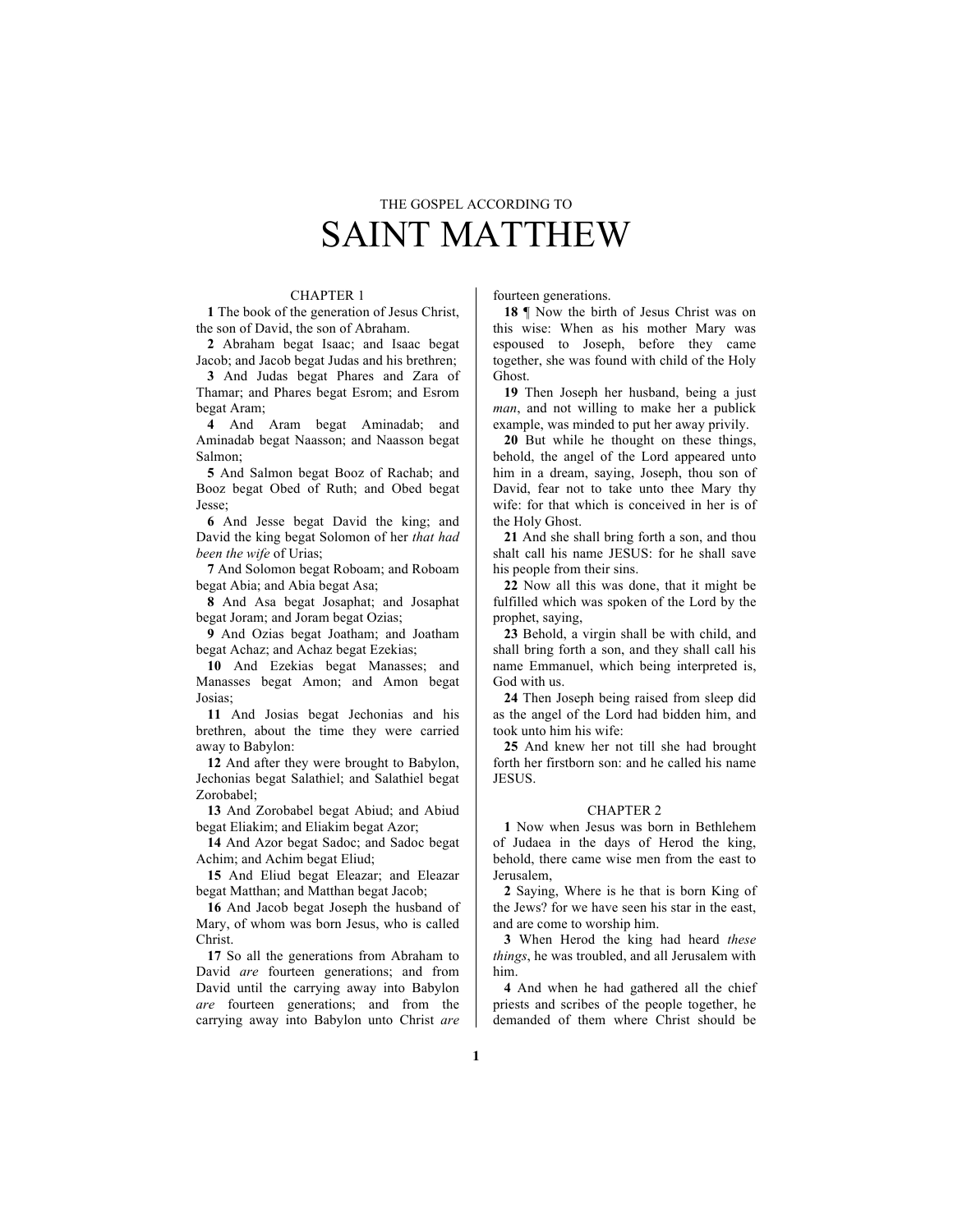THE GOSPEL ACCORDING TO

# SAINT MATTHEW

## CHAPTER 1

**1** The book of the generation of Jesus Christ, the son of David, the son of Abraham.

**2** Abraham begat Isaac; and Isaac begat Jacob; and Jacob begat Judas and his brethren;

**3** And Judas begat Phares and Zara of Thamar; and Phares begat Esrom; and Esrom begat Aram;

**4** And Aram begat Aminadab; and Aminadab begat Naasson; and Naasson begat Salmon;

**5** And Salmon begat Booz of Rachab; and Booz begat Obed of Ruth; and Obed begat Jesse;

**6** And Jesse begat David the king; and David the king begat Solomon of her *that had been the wife* of Urias;

**7** And Solomon begat Roboam; and Roboam begat Abia; and Abia begat Asa;

**8** And Asa begat Josaphat; and Josaphat begat Joram; and Joram begat Ozias;

**9** And Ozias begat Joatham; and Joatham begat Achaz; and Achaz begat Ezekias;

**10** And Ezekias begat Manasses; and Manasses begat Amon; and Amon begat Josias;

**11** And Josias begat Jechonias and his brethren, about the time they were carried away to Babylon:

**12** And after they were brought to Babylon, Jechonias begat Salathiel; and Salathiel begat Zorobabel;

**13** And Zorobabel begat Abiud; and Abiud begat Eliakim; and Eliakim begat Azor;

**14** And Azor begat Sadoc; and Sadoc begat Achim; and Achim begat Eliud;

**15** And Eliud begat Eleazar; and Eleazar begat Matthan; and Matthan begat Jacob;

**16** And Jacob begat Joseph the husband of Mary, of whom was born Jesus, who is called Christ.

**17** So all the generations from Abraham to David *are* fourteen generations; and from David until the carrying away into Babylon *are* fourteen generations; and from the carrying away into Babylon unto Christ *are* fourteen generations.

**18** ¶ Now the birth of Jesus Christ was on this wise: When as his mother Mary was espoused to Joseph, before they came together, she was found with child of the Holy Ghost.

**19** Then Joseph her husband, being a just *man*, and not willing to make her a publick example, was minded to put her away privily.

**20** But while he thought on these things, behold, the angel of the Lord appeared unto him in a dream, saying, Joseph, thou son of David, fear not to take unto thee Mary thy wife: for that which is conceived in her is of the Holy Ghost.

**21** And she shall bring forth a son, and thou shalt call his name JESUS: for he shall save his people from their sins.

**22** Now all this was done, that it might be fulfilled which was spoken of the Lord by the prophet, saying,

**23** Behold, a virgin shall be with child, and shall bring forth a son, and they shall call his name Emmanuel, which being interpreted is, God with us.

**24** Then Joseph being raised from sleep did as the angel of the Lord had bidden him, and took unto him his wife:

**25** And knew her not till she had brought forth her firstborn son: and he called his name JESUS.

## CHAPTER 2

**1** Now when Jesus was born in Bethlehem of Judaea in the days of Herod the king, behold, there came wise men from the east to Jerusalem,

**2** Saying, Where is he that is born King of the Jews? for we have seen his star in the east, and are come to worship him.

**3** When Herod the king had heard *these things*, he was troubled, and all Jerusalem with him.

**4** And when he had gathered all the chief priests and scribes of the people together, he demanded of them where Christ should be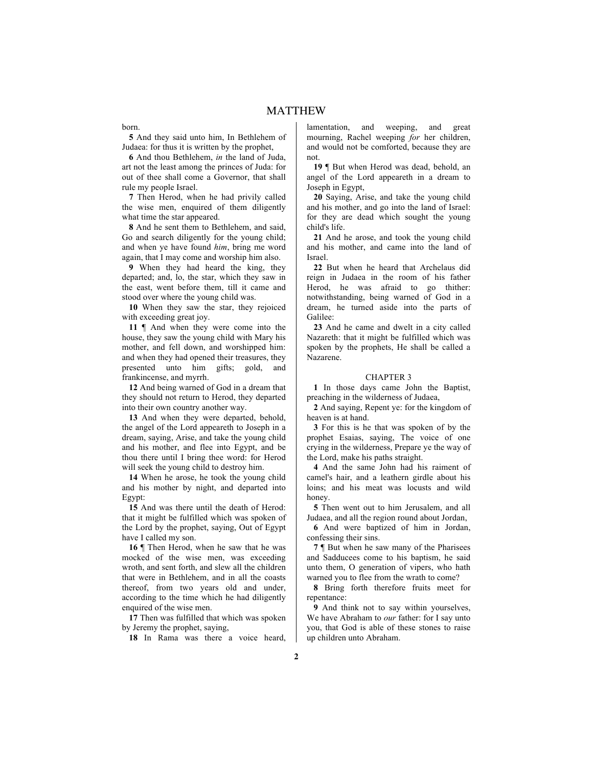born.

**5** And they said unto him, In Bethlehem of Judaea: for thus it is written by the prophet,

**6** And thou Bethlehem, *in* the land of Juda, art not the least among the princes of Juda: for out of thee shall come a Governor, that shall rule my people Israel.

**7** Then Herod, when he had privily called the wise men, enquired of them diligently what time the star appeared.

**8** And he sent them to Bethlehem, and said, Go and search diligently for the young child; and when ye have found *him*, bring me word again, that I may come and worship him also.

**9** When they had heard the king, they departed; and, lo, the star, which they saw in the east, went before them, till it came and stood over where the young child was.

**10** When they saw the star, they rejoiced with exceeding great joy.

**11** ¶ And when they were come into the house, they saw the young child with Mary his mother, and fell down, and worshipped him: and when they had opened their treasures, they presented unto him gifts; gold, and frankincense, and myrrh.

**12** And being warned of God in a dream that they should not return to Herod, they departed into their own country another way.

**13** And when they were departed, behold, the angel of the Lord appeareth to Joseph in a dream, saying, Arise, and take the young child and his mother, and flee into Egypt, and be thou there until I bring thee word: for Herod will seek the young child to destroy him.

**14** When he arose, he took the young child and his mother by night, and departed into Egypt:

**15** And was there until the death of Herod: that it might be fulfilled which was spoken of the Lord by the prophet, saying, Out of Egypt have I called my son.

**16** ¶ Then Herod, when he saw that he was mocked of the wise men, was exceeding wroth, and sent forth, and slew all the children that were in Bethlehem, and in all the coasts thereof, from two years old and under, according to the time which he had diligently enquired of the wise men.

**17** Then was fulfilled that which was spoken by Jeremy the prophet, saying,

**18** In Rama was there a voice heard, lamentation, and weeping, and great mourning, Rachel weeping *for* her children, and would not be comforted, because they are not.

**19** ¶ But when Herod was dead, behold, an angel of the Lord appeareth in a dream to Joseph in Egypt,

**20** Saying, Arise, and take the young child and his mother, and go into the land of Israel: for they are dead which sought the young child's life.

**21** And he arose, and took the young child and his mother, and came into the land of Israel.

**22** But when he heard that Archelaus did reign in Judaea in the room of his father Herod, he was afraid to go thither: notwithstanding, being warned of God in a dream, he turned aside into the parts of Galilee:

**23** And he came and dwelt in a city called Nazareth: that it might be fulfilled which was spoken by the prophets, He shall be called a Nazarene.

## CHAPTER 3

**1** In those days came John the Baptist, preaching in the wilderness of Judaea,

**2** And saying, Repent ye: for the kingdom of heaven is at hand.

**3** For this is he that was spoken of by the prophet Esaias, saying, The voice of one crying in the wilderness, Prepare ye the way of the Lord, make his paths straight.

**4** And the same John had his raiment of camel's hair, and a leathern girdle about his loins; and his meat was locusts and wild honey.

**5** Then went out to him Jerusalem, and all Judaea, and all the region round about Jordan,

**6** And were baptized of him in Jordan, confessing their sins.

**7** ¶ But when he saw many of the Pharisees and Sadducees come to his baptism, he said unto them, O generation of vipers, who hath warned you to flee from the wrath to come?

**8** Bring forth therefore fruits meet for repentance:

**9** And think not to say within yourselves, We have Abraham to *our* father: for I say unto you, that God is able of these stones to raise up children unto Abraham.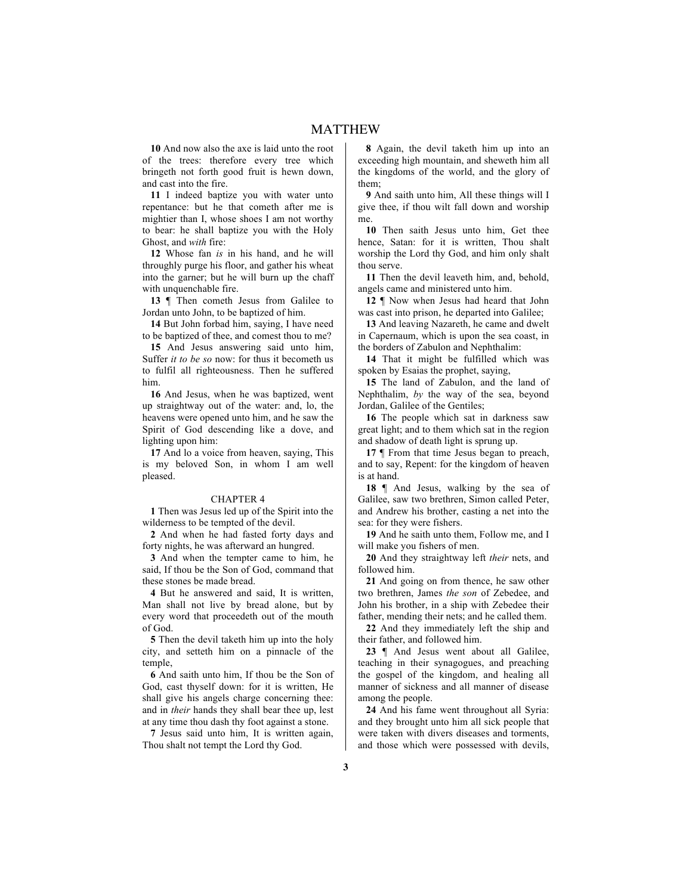**10** And now also the axe is laid unto the root of the trees: therefore every tree which bringeth not forth good fruit is hewn down, and cast into the fire.

**11** I indeed baptize you with water unto repentance: but he that cometh after me is mightier than I, whose shoes I am not worthy to bear: he shall baptize you with the Holy Ghost, and *with* fire:

**12** Whose fan *is* in his hand, and he will throughly purge his floor, and gather his wheat into the garner; but he will burn up the chaff with unquenchable fire.

**13** ¶ Then cometh Jesus from Galilee to Jordan unto John, to be baptized of him.

**14** But John forbad him, saying, I have need to be baptized of thee, and comest thou to me?

**15** And Jesus answering said unto him, Suffer *it to be so* now: for thus it becometh us to fulfil all righteousness. Then he suffered him.

**16** And Jesus, when he was baptized, went up straightway out of the water: and, lo, the heavens were opened unto him, and he saw the Spirit of God descending like a dove, and lighting upon him:

**17** And lo a voice from heaven, saying, This is my beloved Son, in whom I am well pleased.

CHAPTER 4

**1** Then was Jesus led up of the Spirit into the wilderness to be tempted of the devil.

**2** And when he had fasted forty days and forty nights, he was afterward an hungred.

**3** And when the tempter came to him, he said, If thou be the Son of God, command that these stones be made bread.

**4** But he answered and said, It is written, Man shall not live by bread alone, but by every word that proceedeth out of the mouth of God.

**5** Then the devil taketh him up into the holy city, and setteth him on a pinnacle of the temple,

**6** And saith unto him, If thou be the Son of God, cast thyself down: for it is written, He shall give his angels charge concerning thee: and in *their* hands they shall bear thee up, lest at any time thou dash thy foot against a stone.

**7** Jesus said unto him, It is written again, Thou shalt not tempt the Lord thy God.

**8** Again, the devil taketh him up into an exceeding high mountain, and sheweth him all the kingdoms of the world, and the glory of them;

**9** And saith unto him, All these things will I give thee, if thou wilt fall down and worship me.

**10** Then saith Jesus unto him, Get thee hence, Satan: for it is written, Thou shalt worship the Lord thy God, and him only shalt thou serve.

**11** Then the devil leaveth him, and, behold, angels came and ministered unto him.

**12** ¶ Now when Jesus had heard that John was cast into prison, he departed into Galilee;

**13** And leaving Nazareth, he came and dwelt in Capernaum, which is upon the sea coast, in the borders of Zabulon and Nephthalim:

**14** That it might be fulfilled which was spoken by Esaias the prophet, saying,

**15** The land of Zabulon, and the land of Nephthalim, *by* the way of the sea, beyond Jordan, Galilee of the Gentiles;

**16** The people which sat in darkness saw great light; and to them which sat in the region and shadow of death light is sprung up.

**17** ¶ From that time Jesus began to preach, and to say, Repent: for the kingdom of heaven is at hand.

**18** ¶ And Jesus, walking by the sea of Galilee, saw two brethren, Simon called Peter, and Andrew his brother, casting a net into the sea: for they were fishers.

**19** And he saith unto them, Follow me, and I will make you fishers of men.

**20** And they straightway left *their* nets, and followed him.

**21** And going on from thence, he saw other two brethren, James *the son* of Zebedee, and John his brother, in a ship with Zebedee their father, mending their nets; and he called them.

**22** And they immediately left the ship and their father, and followed him.

**23** ¶ And Jesus went about all Galilee, teaching in their synagogues, and preaching the gospel of the kingdom, and healing all manner of sickness and all manner of disease among the people.

**24** And his fame went throughout all Syria: and they brought unto him all sick people that were taken with divers diseases and torments, and those which were possessed with devils,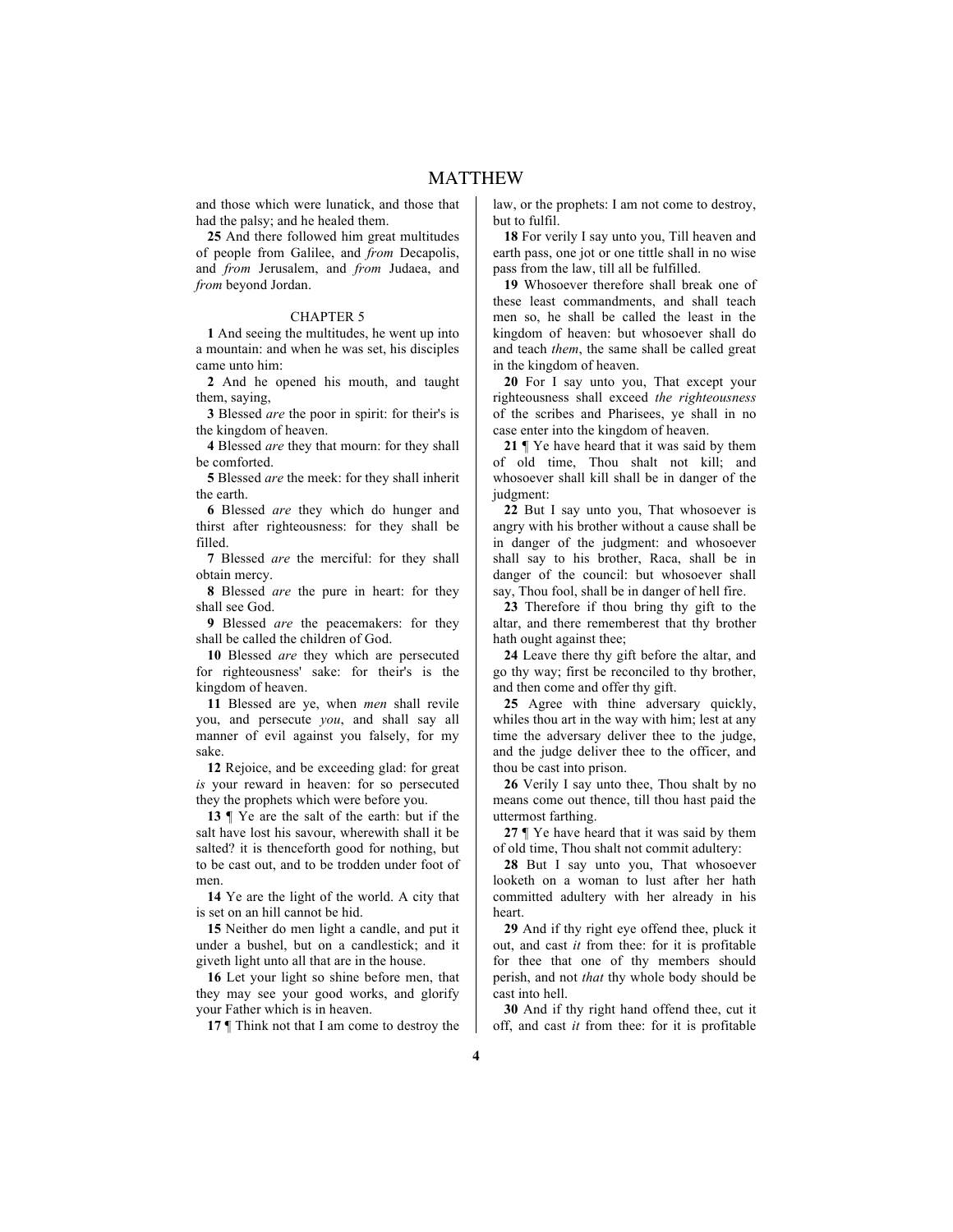and those which were lunatick, and those that had the palsy; and he healed them.

**25** And there followed him great multitudes of people from Galilee, and *from* Decapolis, and *from* Jerusalem, and *from* Judaea, and *from* beyond Jordan.

## CHAPTER 5

**1** And seeing the multitudes, he went up into a mountain: and when he was set, his disciples came unto him:

**2** And he opened his mouth, and taught them, saying,

**3** Blessed *are* the poor in spirit: for their's is the kingdom of heaven.

**4** Blessed *are* they that mourn: for they shall be comforted.

**5** Blessed *are* the meek: for they shall inherit the earth.

**6** Blessed *are* they which do hunger and thirst after righteousness: for they shall be filled.

**7** Blessed *are* the merciful: for they shall obtain mercy.

**8** Blessed *are* the pure in heart: for they shall see God.

**9** Blessed *are* the peacemakers: for they shall be called the children of God.

**10** Blessed *are* they which are persecuted for righteousness' sake: for their's is the kingdom of heaven.

**11** Blessed are ye, when *men* shall revile you, and persecute *you*, and shall say all manner of evil against you falsely, for my sake.

**12** Rejoice, and be exceeding glad: for great *is* your reward in heaven: for so persecuted they the prophets which were before you.

**13** ¶ Ye are the salt of the earth: but if the salt have lost his savour, wherewith shall it be salted? it is thenceforth good for nothing, but to be cast out, and to be trodden under foot of men.

**14** Ye are the light of the world. A city that is set on an hill cannot be hid.

**15** Neither do men light a candle, and put it under a bushel, but on a candlestick; and it giveth light unto all that are in the house.

**16** Let your light so shine before men, that they may see your good works, and glorify your Father which is in heaven.

**17** ¶ Think not that I am come to destroy the law, or the prophets: I am not come to destroy, but to fulfil.

**18** For verily I say unto you, Till heaven and earth pass, one jot or one tittle shall in no wise pass from the law, till all be fulfilled.

**19** Whosoever therefore shall break one of these least commandments, and shall teach men so, he shall be called the least in the kingdom of heaven: but whosoever shall do and teach *them*, the same shall be called great in the kingdom of heaven.

**20** For I say unto you, That except your righteousness shall exceed *the righteousness* of the scribes and Pharisees, ye shall in no case enter into the kingdom of heaven.

**21** ¶ Ye have heard that it was said by them of old time, Thou shalt not kill; and whosoever shall kill shall be in danger of the judgment:

**22** But I say unto you, That whosoever is angry with his brother without a cause shall be in danger of the judgment: and whosoever shall say to his brother, Raca, shall be in danger of the council: but whosoever shall say, Thou fool, shall be in danger of hell fire.

**23** Therefore if thou bring thy gift to the altar, and there rememberest that thy brother hath ought against thee;

**24** Leave there thy gift before the altar, and go thy way; first be reconciled to thy brother, and then come and offer thy gift.

**25** Agree with thine adversary quickly, whiles thou art in the way with him; lest at any time the adversary deliver thee to the judge, and the judge deliver thee to the officer, and thou be cast into prison.

**26** Verily I say unto thee, Thou shalt by no means come out thence, till thou hast paid the uttermost farthing.

**27** ¶ Ye have heard that it was said by them of old time, Thou shalt not commit adultery:

**28** But I say unto you, That whosoever looketh on a woman to lust after her hath committed adultery with her already in his heart.

**29** And if thy right eye offend thee, pluck it out, and cast *it* from thee: for it is profitable for thee that one of thy members should perish, and not *that* thy whole body should be cast into hell.

**30** And if thy right hand offend thee, cut it off, and cast *it* from thee: for it is profitable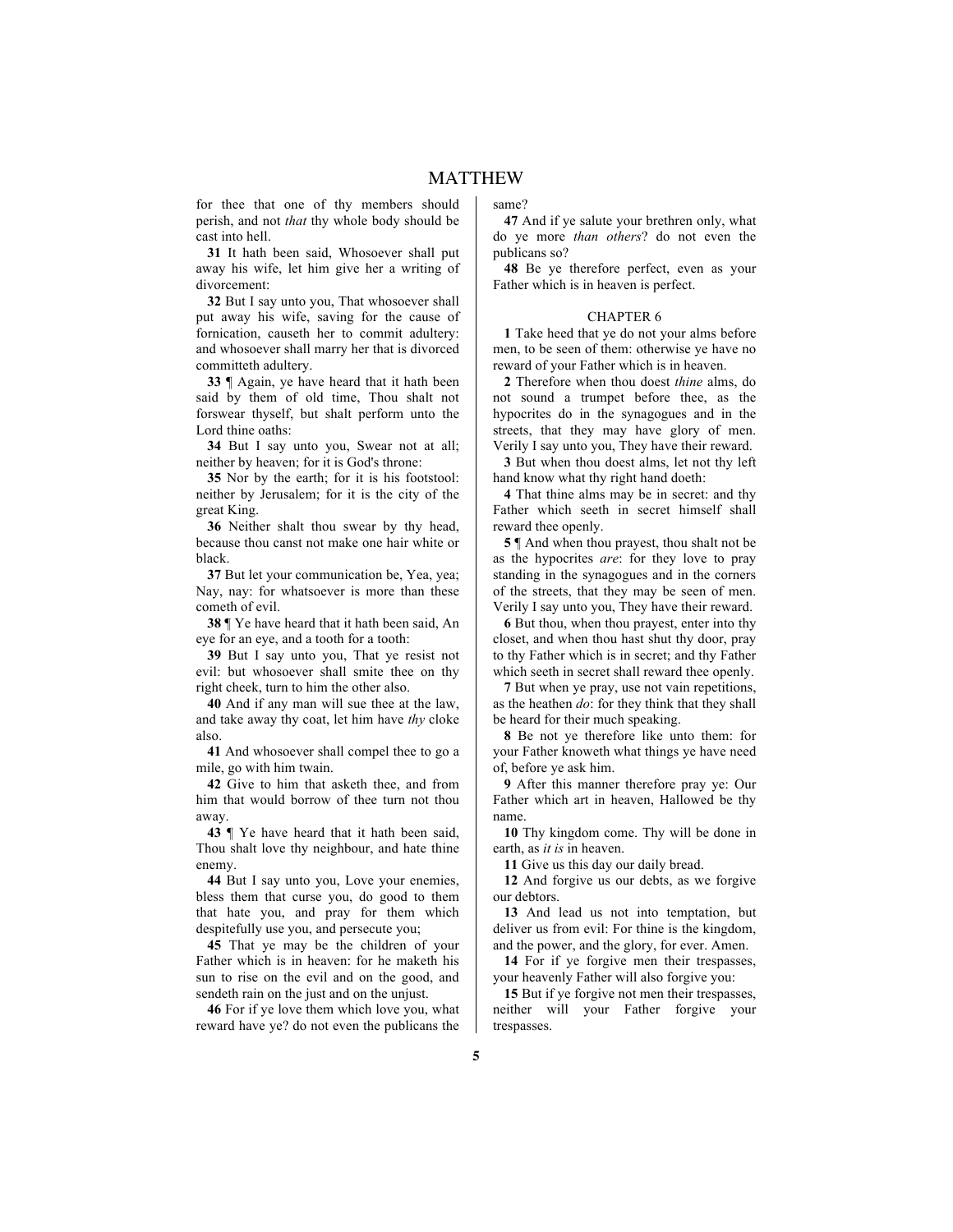for thee that one of thy members should perish, and not *that* thy whole body should be cast into hell.

**31** It hath been said, Whosoever shall put away his wife, let him give her a writing of divorcement:

**32** But I say unto you, That whosoever shall put away his wife, saving for the cause of fornication, causeth her to commit adultery: and whosoever shall marry her that is divorced committeth adultery.

**33** ¶ Again, ye have heard that it hath been said by them of old time, Thou shalt not forswear thyself, but shalt perform unto the Lord thine oaths:

**34** But I say unto you, Swear not at all; neither by heaven; for it is God's throne:

**35** Nor by the earth; for it is his footstool: neither by Jerusalem; for it is the city of the great King.

**36** Neither shalt thou swear by thy head, because thou canst not make one hair white or black.

**37** But let your communication be, Yea, yea; Nay, nay: for whatsoever is more than these cometh of evil.

**38** ¶ Ye have heard that it hath been said, An eye for an eye, and a tooth for a tooth:

**39** But I say unto you, That ye resist not evil: but whosoever shall smite thee on thy right cheek, turn to him the other also.

**40** And if any man will sue thee at the law, and take away thy coat, let him have *thy* cloke also.

**41** And whosoever shall compel thee to go a mile, go with him twain.

**42** Give to him that asketh thee, and from him that would borrow of thee turn not thou away.

**43** ¶ Ye have heard that it hath been said, Thou shalt love thy neighbour, and hate thine enemy.

**44** But I say unto you, Love your enemies, bless them that curse you, do good to them that hate you, and pray for them which despitefully use you, and persecute you;

**45** That ye may be the children of your Father which is in heaven: for he maketh his sun to rise on the evil and on the good, and sendeth rain on the just and on the unjust.

**46** For if ye love them which love you, what reward have ye? do not even the publicans the same?

**47** And if ye salute your brethren only, what do ye more *than others*? do not even the publicans so?

**48** Be ye therefore perfect, even as your Father which is in heaven is perfect.

## CHAPTER 6

**1** Take heed that ye do not your alms before men, to be seen of them: otherwise ye have no reward of your Father which is in heaven.

**2** Therefore when thou doest *thine* alms, do not sound a trumpet before thee, as the hypocrites do in the synagogues and in the streets, that they may have glory of men. Verily I say unto you, They have their reward.

**3** But when thou doest alms, let not thy left hand know what thy right hand doeth:

**4** That thine alms may be in secret: and thy Father which seeth in secret himself shall reward thee openly.

**5** ¶ And when thou prayest, thou shalt not be as the hypocrites *are*: for they love to pray standing in the synagogues and in the corners of the streets, that they may be seen of men. Verily I say unto you, They have their reward.

**6** But thou, when thou prayest, enter into thy closet, and when thou hast shut thy door, pray to thy Father which is in secret; and thy Father which seeth in secret shall reward thee openly.

**7** But when ye pray, use not vain repetitions, as the heathen *do*: for they think that they shall be heard for their much speaking.

**8** Be not ye therefore like unto them: for your Father knoweth what things ye have need of, before ye ask him.

**9** After this manner therefore pray ye: Our Father which art in heaven, Hallowed be thy name.

**10** Thy kingdom come. Thy will be done in earth, as *it is* in heaven.

**11** Give us this day our daily bread.

**12** And forgive us our debts, as we forgive our debtors.

**13** And lead us not into temptation, but deliver us from evil: For thine is the kingdom, and the power, and the glory, for ever. Amen.

**14** For if ye forgive men their trespasses, your heavenly Father will also forgive you:

**15** But if ye forgive not men their trespasses, neither will your Father forgive your trespasses.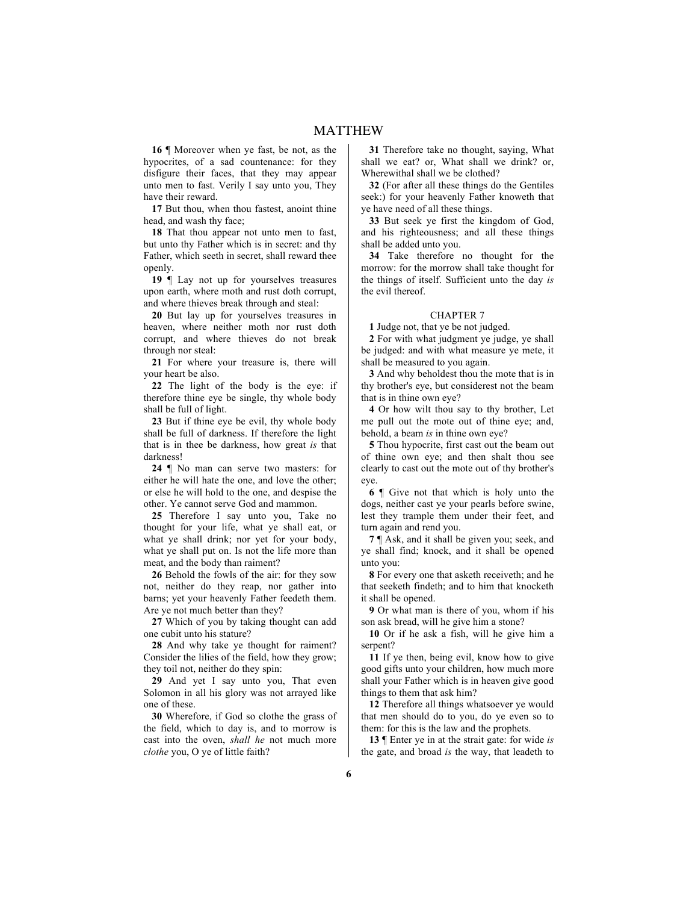**16** ¶ Moreover when ye fast, be not, as the hypocrites, of a sad countenance: for they disfigure their faces, that they may appear unto men to fast. Verily I say unto you, They have their reward.

**17** But thou, when thou fastest, anoint thine head, and wash thy face;

**18** That thou appear not unto men to fast, but unto thy Father which is in secret: and thy Father, which seeth in secret, shall reward thee openly.

**19** ¶ Lay not up for yourselves treasures upon earth, where moth and rust doth corrupt, and where thieves break through and steal:

**20** But lay up for yourselves treasures in heaven, where neither moth nor rust doth corrupt, and where thieves do not break through nor steal:

**21** For where your treasure is, there will your heart be also.

**22** The light of the body is the eye: if therefore thine eye be single, thy whole body shall be full of light.

**23** But if thine eye be evil, thy whole body shall be full of darkness. If therefore the light that is in thee be darkness, how great *is* that darkness!

**24** ¶ No man can serve two masters: for either he will hate the one, and love the other; or else he will hold to the one, and despise the other. Ye cannot serve God and mammon.

**25** Therefore I say unto you, Take no thought for your life, what ye shall eat, or what ye shall drink; nor yet for your body, what ye shall put on. Is not the life more than meat, and the body than raiment?

**26** Behold the fowls of the air: for they sow not, neither do they reap, nor gather into barns; yet your heavenly Father feedeth them. Are ye not much better than they?

**27** Which of you by taking thought can add one cubit unto his stature?

**28** And why take ye thought for raiment? Consider the lilies of the field, how they grow; they toil not, neither do they spin:

**29** And yet I say unto you, That even Solomon in all his glory was not arrayed like one of these.

**30** Wherefore, if God so clothe the grass of the field, which to day is, and to morrow is cast into the oven, *shall he* not much more *clothe* you, O ye of little faith?

**31** Therefore take no thought, saying, What shall we eat? or, What shall we drink? or, Wherewithal shall we be clothed?

**32** (For after all these things do the Gentiles seek:) for your heavenly Father knoweth that ye have need of all these things.

**33** But seek ye first the kingdom of God, and his righteousness; and all these things shall be added unto you.

**34** Take therefore no thought for the morrow: for the morrow shall take thought for the things of itself. Sufficient unto the day *is* the evil thereof.

## CHAPTER 7

**1** Judge not, that ye be not judged.

**2** For with what judgment ye judge, ye shall be judged: and with what measure ye mete, it shall be measured to you again.

**3** And why beholdest thou the mote that is in thy brother's eye, but considerest not the beam that is in thine own eye?

**4** Or how wilt thou say to thy brother, Let me pull out the mote out of thine eye; and, behold, a beam *is* in thine own eye?

**5** Thou hypocrite, first cast out the beam out of thine own eye; and then shalt thou see clearly to cast out the mote out of thy brother's eye.

**6** ¶ Give not that which is holy unto the dogs, neither cast ye your pearls before swine, lest they trample them under their feet, and turn again and rend you.

**7** ¶ Ask, and it shall be given you; seek, and ye shall find; knock, and it shall be opened unto you:

**8** For every one that asketh receiveth; and he that seeketh findeth; and to him that knocketh it shall be opened.

**9** Or what man is there of you, whom if his son ask bread, will he give him a stone?

**10** Or if he ask a fish, will he give him a serpent?

**11** If ye then, being evil, know how to give good gifts unto your children, how much more shall your Father which is in heaven give good things to them that ask him?

**12** Therefore all things whatsoever ye would that men should do to you, do ye even so to them: for this is the law and the prophets.

**13** ¶ Enter ye in at the strait gate: for wide *is* the gate, and broad *is* the way, that leadeth to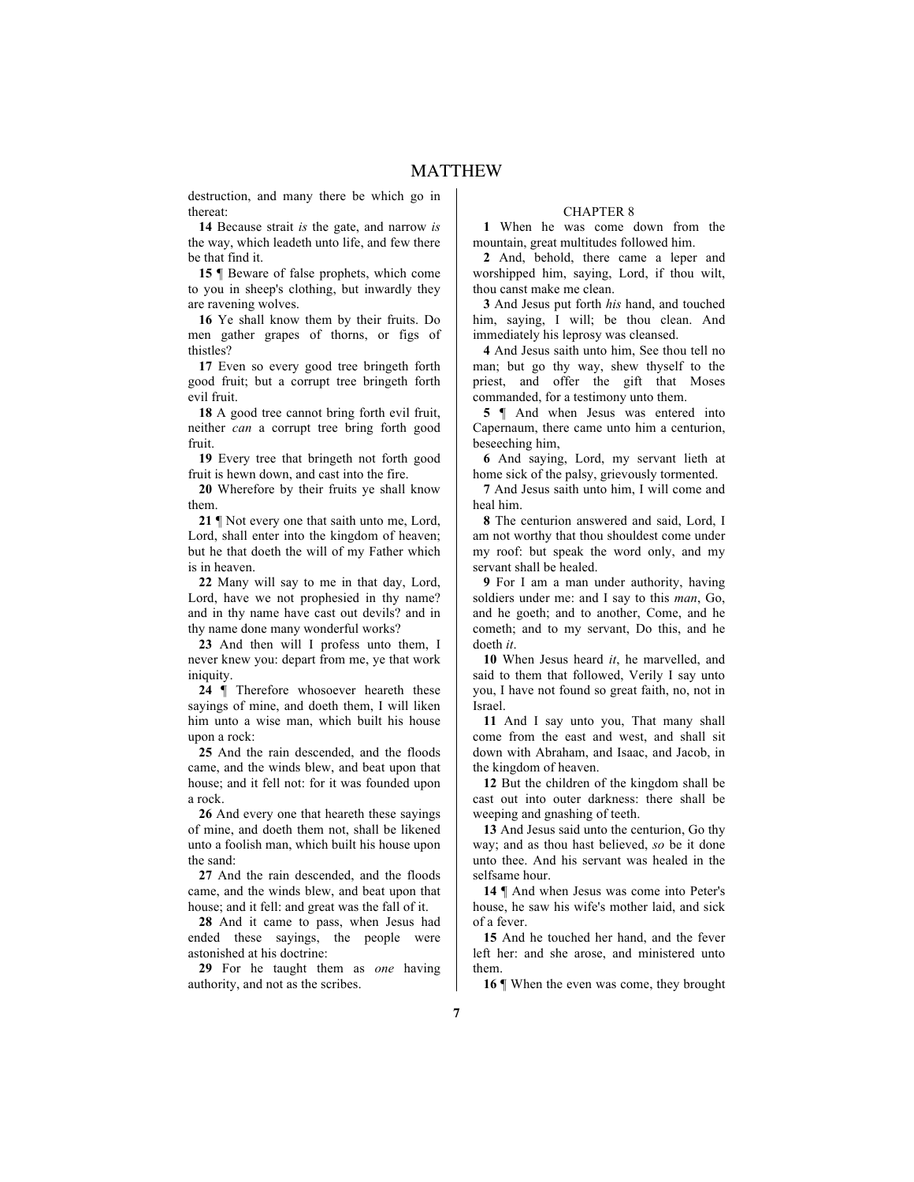destruction, and many there be which go in thereat:

**14** Because strait *is* the gate, and narrow *is* the way, which leadeth unto life, and few there be that find it.

**15** ¶ Beware of false prophets, which come to you in sheep's clothing, but inwardly they are ravening wolves.

**16** Ye shall know them by their fruits. Do men gather grapes of thorns, or figs of thistles?

**17** Even so every good tree bringeth forth good fruit; but a corrupt tree bringeth forth evil fruit.

**18** A good tree cannot bring forth evil fruit, neither *can* a corrupt tree bring forth good fruit.

**19** Every tree that bringeth not forth good fruit is hewn down, and cast into the fire.

**20** Wherefore by their fruits ye shall know them.

**21** ¶ Not every one that saith unto me, Lord, Lord, shall enter into the kingdom of heaven; but he that doeth the will of my Father which is in heaven.

**22** Many will say to me in that day, Lord, Lord, have we not prophesied in thy name? and in thy name have cast out devils? and in thy name done many wonderful works?

**23** And then will I profess unto them, I never knew you: depart from me, ye that work iniquity.

**24** ¶ Therefore whosoever heareth these sayings of mine, and doeth them, I will liken him unto a wise man, which built his house upon a rock:

**25** And the rain descended, and the floods came, and the winds blew, and beat upon that house; and it fell not: for it was founded upon a rock.

**26** And every one that heareth these sayings of mine, and doeth them not, shall be likened unto a foolish man, which built his house upon the sand:

**27** And the rain descended, and the floods came, and the winds blew, and beat upon that house; and it fell: and great was the fall of it.

**28** And it came to pass, when Jesus had ended these sayings, the people were astonished at his doctrine:

**29** For he taught them as *one* having authority, and not as the scribes.

## CHAPTER 8

**1** When he was come down from the mountain, great multitudes followed him.

**2** And, behold, there came a leper and worshipped him, saying, Lord, if thou wilt, thou canst make me clean.

**3** And Jesus put forth *his* hand, and touched him, saying, I will; be thou clean. And immediately his leprosy was cleansed.

**4** And Jesus saith unto him, See thou tell no man; but go thy way, shew thyself to the priest, and offer the gift that Moses commanded, for a testimony unto them.

**5** ¶ And when Jesus was entered into Capernaum, there came unto him a centurion, beseeching him,

**6** And saying, Lord, my servant lieth at home sick of the palsy, grievously tormented.

**7** And Jesus saith unto him, I will come and heal him.

**8** The centurion answered and said, Lord, I am not worthy that thou shouldest come under my roof: but speak the word only, and my servant shall be healed.

**9** For I am a man under authority, having soldiers under me: and I say to this *man*, Go, and he goeth; and to another, Come, and he cometh; and to my servant, Do this, and he doeth *it*.

**10** When Jesus heard *it*, he marvelled, and said to them that followed, Verily I say unto you, I have not found so great faith, no, not in Israel.

**11** And I say unto you, That many shall come from the east and west, and shall sit down with Abraham, and Isaac, and Jacob, in the kingdom of heaven.

**12** But the children of the kingdom shall be cast out into outer darkness: there shall be weeping and gnashing of teeth.

**13** And Jesus said unto the centurion, Go thy way; and as thou hast believed, *so* be it done unto thee. And his servant was healed in the selfsame hour.

**14** ¶ And when Jesus was come into Peter's house, he saw his wife's mother laid, and sick of a fever.

**15** And he touched her hand, and the fever left her: and she arose, and ministered unto them.

**16** ¶ When the even was come, they brought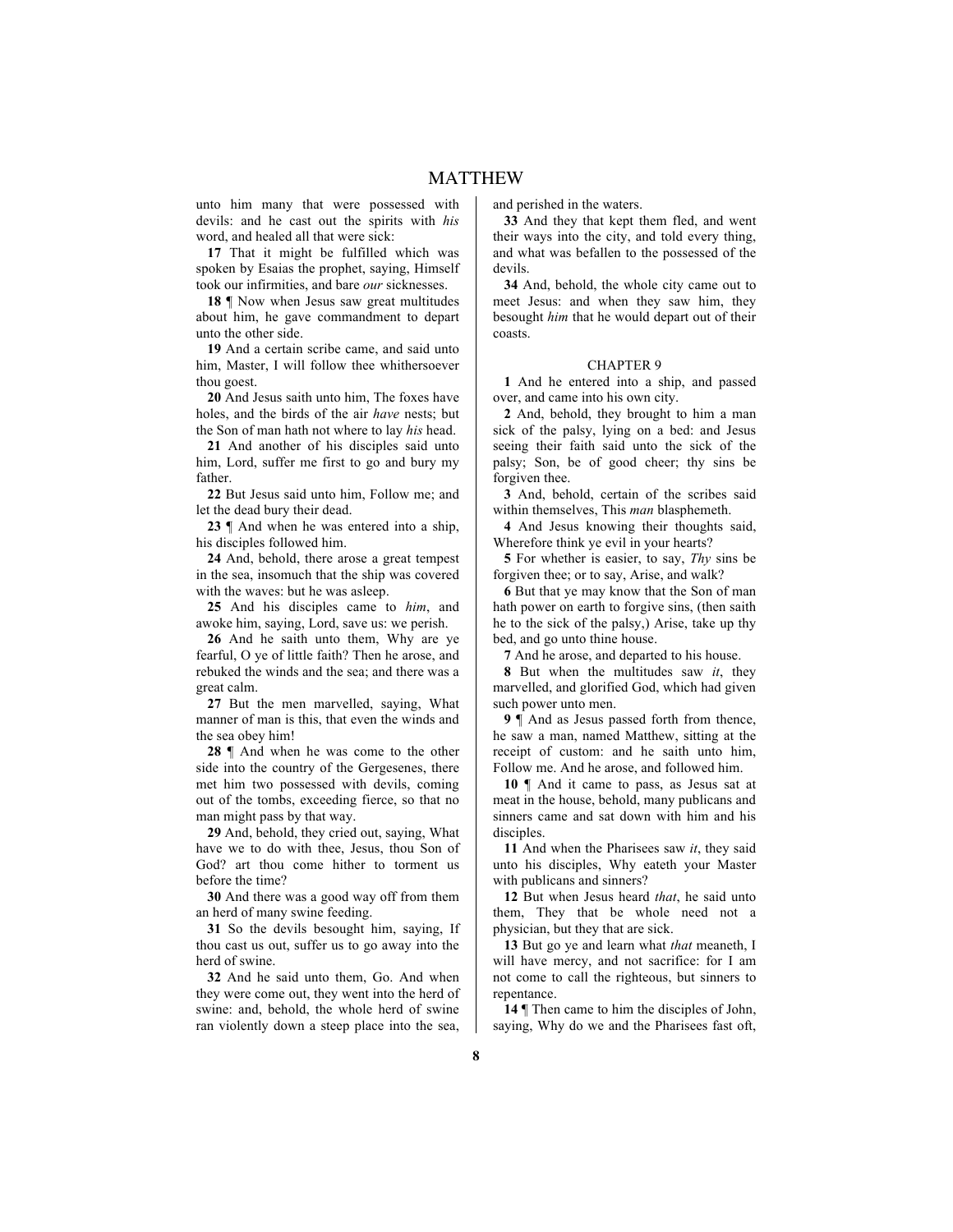unto him many that were possessed with devils: and he cast out the spirits with *his* word, and healed all that were sick:

**17** That it might be fulfilled which was spoken by Esaias the prophet, saying, Himself took our infirmities, and bare *our* sicknesses.

**18** ¶ Now when Jesus saw great multitudes about him, he gave commandment to depart unto the other side.

**19** And a certain scribe came, and said unto him, Master, I will follow thee whithersoever thou goest.

**20** And Jesus saith unto him, The foxes have holes, and the birds of the air *have* nests; but the Son of man hath not where to lay *his* head.

**21** And another of his disciples said unto him, Lord, suffer me first to go and bury my father.

**22** But Jesus said unto him, Follow me; and let the dead bury their dead.

**23** ¶ And when he was entered into a ship, his disciples followed him.

**24** And, behold, there arose a great tempest in the sea, insomuch that the ship was covered with the waves: but he was asleep.

**25** And his disciples came to *him*, and awoke him, saying, Lord, save us: we perish.

**26** And he saith unto them, Why are ye fearful, O ye of little faith? Then he arose, and rebuked the winds and the sea; and there was a great calm.

**27** But the men marvelled, saying, What manner of man is this, that even the winds and the sea obey him!

**28** ¶ And when he was come to the other side into the country of the Gergesenes, there met him two possessed with devils, coming out of the tombs, exceeding fierce, so that no man might pass by that way.

**29** And, behold, they cried out, saying, What have we to do with thee, Jesus, thou Son of God? art thou come hither to torment us before the time?

**30** And there was a good way off from them an herd of many swine feeding.

**31** So the devils besought him, saying, If thou cast us out, suffer us to go away into the herd of swine.

**32** And he said unto them, Go. And when they were come out, they went into the herd of swine: and, behold, the whole herd of swine ran violently down a steep place into the sea, and perished in the waters.

**33** And they that kept them fled, and went their ways into the city, and told every thing, and what was befallen to the possessed of the devils.

**34** And, behold, the whole city came out to meet Jesus: and when they saw him, they besought *him* that he would depart out of their coasts.

## CHAPTER 9

**1** And he entered into a ship, and passed over, and came into his own city.

**2** And, behold, they brought to him a man sick of the palsy, lying on a bed: and Jesus seeing their faith said unto the sick of the palsy; Son, be of good cheer; thy sins be forgiven thee.

**3** And, behold, certain of the scribes said within themselves, This *man* blasphemeth.

**4** And Jesus knowing their thoughts said, Wherefore think ye evil in your hearts?

**5** For whether is easier, to say, *Thy* sins be forgiven thee; or to say, Arise, and walk?

**6** But that ye may know that the Son of man hath power on earth to forgive sins, (then saith he to the sick of the palsy,) Arise, take up thy bed, and go unto thine house.

**7** And he arose, and departed to his house.

**8** But when the multitudes saw *it*, they marvelled, and glorified God, which had given such power unto men.

**9** ¶ And as Jesus passed forth from thence, he saw a man, named Matthew, sitting at the receipt of custom: and he saith unto him, Follow me. And he arose, and followed him.

**10** ¶ And it came to pass, as Jesus sat at meat in the house, behold, many publicans and sinners came and sat down with him and his disciples.

**11** And when the Pharisees saw *it*, they said unto his disciples, Why eateth your Master with publicans and sinners?

**12** But when Jesus heard *that*, he said unto them, They that be whole need not a physician, but they that are sick.

**13** But go ye and learn what *that* meaneth, I will have mercy, and not sacrifice: for I am not come to call the righteous, but sinners to repentance.

**14** ¶ Then came to him the disciples of John, saying, Why do we and the Pharisees fast oft,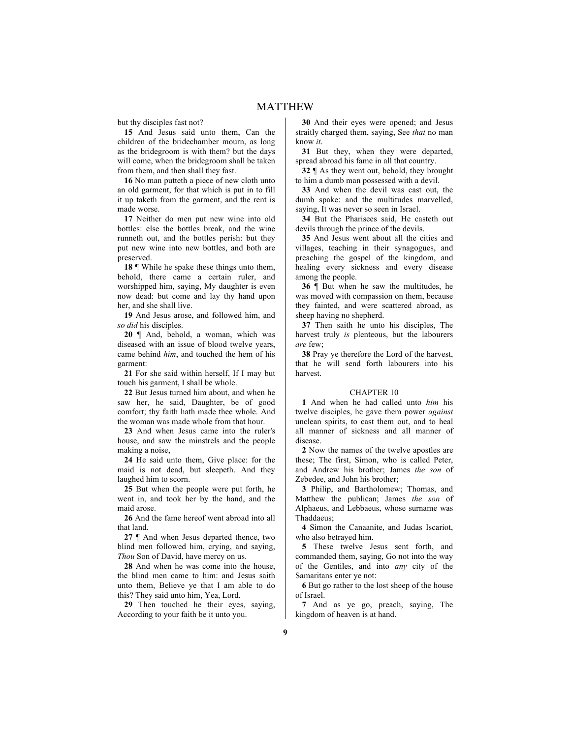but thy disciples fast not?

**15** And Jesus said unto them, Can the children of the bridechamber mourn, as long as the bridegroom is with them? but the days will come, when the bridegroom shall be taken from them, and then shall they fast.

**16** No man putteth a piece of new cloth unto an old garment, for that which is put in to fill it up taketh from the garment, and the rent is made worse.

**17** Neither do men put new wine into old bottles: else the bottles break, and the wine runneth out, and the bottles perish: but they put new wine into new bottles, and both are preserved.

**18** ¶ While he spake these things unto them, behold, there came a certain ruler, and worshipped him, saying, My daughter is even now dead: but come and lay thy hand upon her, and she shall live.

**19** And Jesus arose, and followed him, and *so did* his disciples.

**20** ¶ And, behold, a woman, which was diseased with an issue of blood twelve years, came behind *him*, and touched the hem of his garment:

**21** For she said within herself, If I may but touch his garment, I shall be whole.

**22** But Jesus turned him about, and when he saw her, he said, Daughter, be of good comfort; thy faith hath made thee whole. And the woman was made whole from that hour.

**23** And when Jesus came into the ruler's house, and saw the minstrels and the people making a noise,

**24** He said unto them, Give place: for the maid is not dead, but sleepeth. And they laughed him to scorn.

**25** But when the people were put forth, he went in, and took her by the hand, and the maid arose.

**26** And the fame hereof went abroad into all that land.

**27** ¶ And when Jesus departed thence, two blind men followed him, crying, and saying, *Thou* Son of David, have mercy on us.

**28** And when he was come into the house, the blind men came to him: and Jesus saith unto them, Believe ye that I am able to do this? They said unto him, Yea, Lord.

**29** Then touched he their eyes, saying, According to your faith be it unto you.

**30** And their eyes were opened; and Jesus straitly charged them, saying, See *that* no man know *it*.

**31** But they, when they were departed, spread abroad his fame in all that country.

**32** ¶ As they went out, behold, they brought to him a dumb man possessed with a devil.

**33** And when the devil was cast out, the dumb spake: and the multitudes marvelled, saying, It was never so seen in Israel.

**34** But the Pharisees said, He casteth out devils through the prince of the devils.

**35** And Jesus went about all the cities and villages, teaching in their synagogues, and preaching the gospel of the kingdom, and healing every sickness and every disease among the people.

**36** ¶ But when he saw the multitudes, he was moved with compassion on them, because they fainted, and were scattered abroad, as sheep having no shepherd.

**37** Then saith he unto his disciples, The harvest truly *is* plenteous, but the labourers *are* few;

**38** Pray ye therefore the Lord of the harvest, that he will send forth labourers into his harvest.

## CHAPTER 10

**1** And when he had called unto *him* his twelve disciples, he gave them power *against* unclean spirits, to cast them out, and to heal all manner of sickness and all manner of disease.

**2** Now the names of the twelve apostles are these; The first, Simon, who is called Peter, and Andrew his brother; James *the son* of Zebedee, and John his brother;

**3** Philip, and Bartholomew; Thomas, and Matthew the publican; James *the son* of Alphaeus, and Lebbaeus, whose surname was Thaddaeus;

**4** Simon the Canaanite, and Judas Iscariot, who also betrayed him.

**5** These twelve Jesus sent forth, and commanded them, saying, Go not into the way of the Gentiles, and into *any* city of the Samaritans enter ye not:

**6** But go rather to the lost sheep of the house of Israel.

**7** And as ye go, preach, saying, The kingdom of heaven is at hand.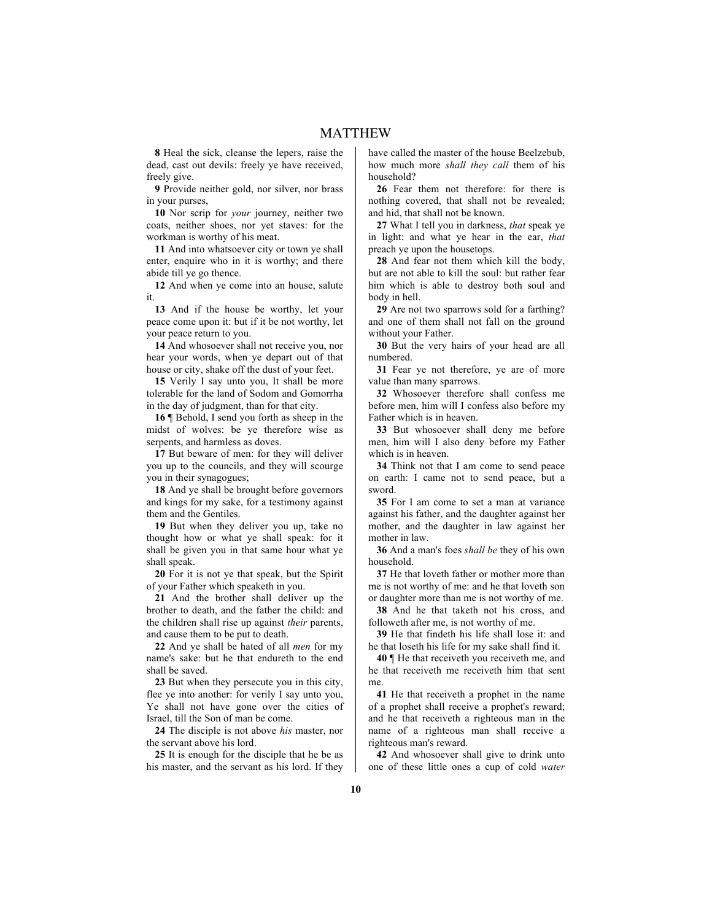**8** Heal the sick, cleanse the lepers, raise the dead, cast out devils: freely ye have received, freely give.

**9** Provide neither gold, nor silver, nor brass in your purses,

**10** Nor scrip for *your* journey, neither two coats, neither shoes, nor yet staves: for the workman is worthy of his meat.

**11** And into whatsoever city or town ye shall enter, enquire who in it is worthy; and there abide till ye go thence.

**12** And when ye come into an house, salute it.

**13** And if the house be worthy, let your peace come upon it: but if it be not worthy, let your peace return to you.

**14** And whosoever shall not receive you, nor hear your words, when ye depart out of that house or city, shake off the dust of your feet.

**15** Verily I say unto you, It shall be more tolerable for the land of Sodom and Gomorrha in the day of judgment, than for that city.

**16** ¶ Behold, I send you forth as sheep in the midst of wolves: be ye therefore wise as serpents, and harmless as doves.

**17** But beware of men: for they will deliver you up to the councils, and they will scourge you in their synagogues;

**18** And ye shall be brought before governors and kings for my sake, for a testimony against them and the Gentiles.

**19** But when they deliver you up, take no thought how or what ye shall speak: for it shall be given you in that same hour what ye shall speak.

**20** For it is not ye that speak, but the Spirit of your Father which speaketh in you.

**21** And the brother shall deliver up the brother to death, and the father the child: and the children shall rise up against *their* parents, and cause them to be put to death.

**22** And ye shall be hated of all *men* for my name's sake: but he that endureth to the end shall be saved.

**23** But when they persecute you in this city, flee ye into another: for verily I say unto you, Ye shall not have gone over the cities of Israel, till the Son of man be come.

**24** The disciple is not above *his* master, nor the servant above his lord.

**25** It is enough for the disciple that he be as his master, and the servant as his lord. If they have called the master of the house Beelzebub, how much more *shall they call* them of his household?

**26** Fear them not therefore: for there is nothing covered, that shall not be revealed; and hid, that shall not be known.

**27** What I tell you in darkness, *that* speak ye in light: and what ye hear in the ear, *that* preach ye upon the housetops.

**28** And fear not them which kill the body, but are not able to kill the soul: but rather fear him which is able to destroy both soul and body in hell.

**29** Are not two sparrows sold for a farthing? and one of them shall not fall on the ground without your Father.

**30** But the very hairs of your head are all numbered.

**31** Fear ye not therefore, ye are of more value than many sparrows.

**32** Whosoever therefore shall confess me before men, him will I confess also before my Father which is in heaven.

**33** But whosoever shall deny me before men, him will I also deny before my Father which is in heaven.

**34** Think not that I am come to send peace on earth: I came not to send peace, but a sword.

**35** For I am come to set a man at variance against his father, and the daughter against her mother, and the daughter in law against her mother in law.

**36** And a man's foes *shall be* they of his own household.

**37** He that loveth father or mother more than me is not worthy of me: and he that loveth son or daughter more than me is not worthy of me.

**38** And he that taketh not his cross, and followeth after me, is not worthy of me.

**39** He that findeth his life shall lose it: and he that loseth his life for my sake shall find it.

**40** ¶ He that receiveth you receiveth me, and he that receiveth me receiveth him that sent me.

**41** He that receiveth a prophet in the name of a prophet shall receive a prophet's reward; and he that receiveth a righteous man in the name of a righteous man shall receive a righteous man's reward.

**42** And whosoever shall give to drink unto one of these little ones a cup of cold *water*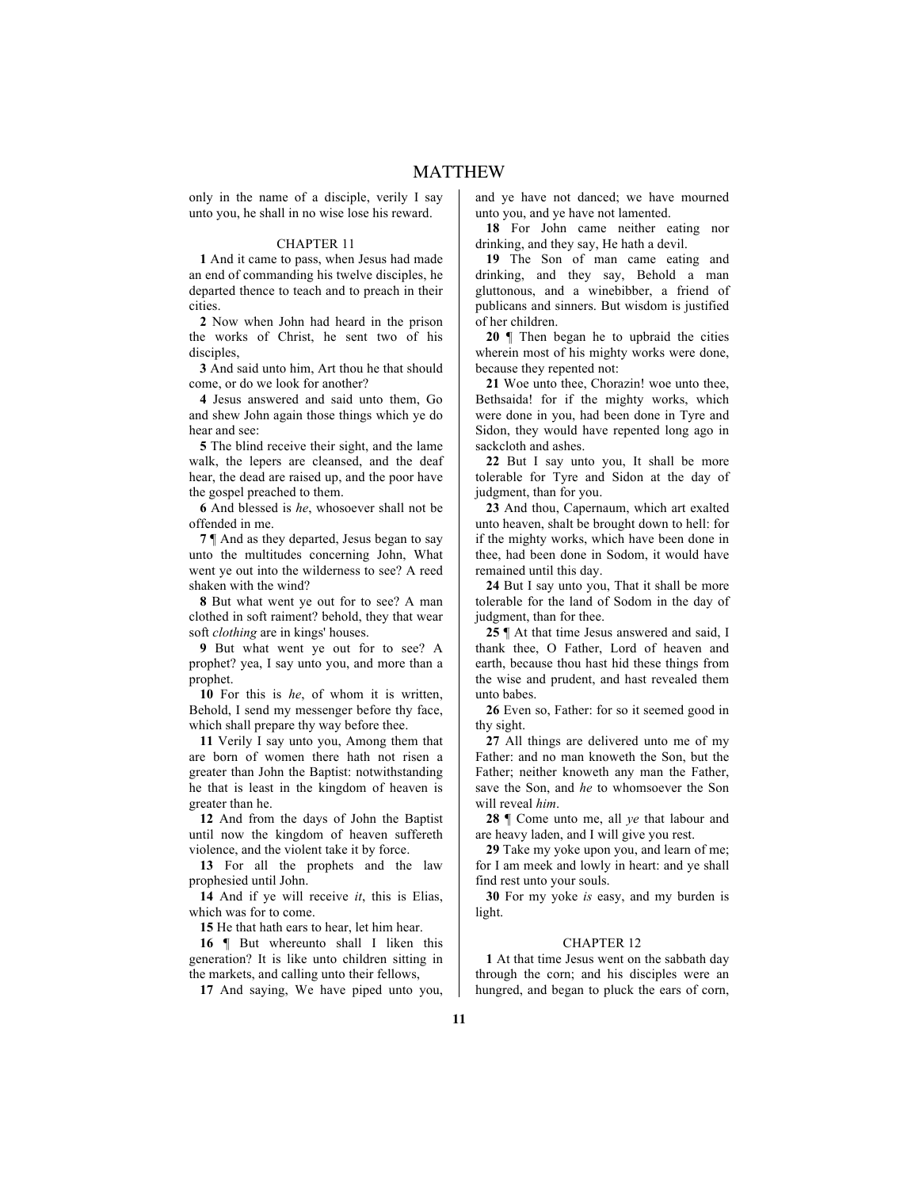only in the name of a disciple, verily I say unto you, he shall in no wise lose his reward.

## CHAPTER 11

**1** And it came to pass, when Jesus had made an end of commanding his twelve disciples, he departed thence to teach and to preach in their cities.

**2** Now when John had heard in the prison the works of Christ, he sent two of his disciples,

**3** And said unto him, Art thou he that should come, or do we look for another?

**4** Jesus answered and said unto them, Go and shew John again those things which ye do hear and see:

**5** The blind receive their sight, and the lame walk, the lepers are cleansed, and the deaf hear, the dead are raised up, and the poor have the gospel preached to them.

**6** And blessed is *he*, whosoever shall not be offended in me.

**7** ¶ And as they departed, Jesus began to say unto the multitudes concerning John, What went ye out into the wilderness to see? A reed shaken with the wind?

**8** But what went ye out for to see? A man clothed in soft raiment? behold, they that wear soft *clothing* are in kings' houses.

**9** But what went ye out for to see? A prophet? yea, I say unto you, and more than a prophet.

**10** For this is *he*, of whom it is written, Behold, I send my messenger before thy face, which shall prepare thy way before thee.

**11** Verily I say unto you, Among them that are born of women there hath not risen a greater than John the Baptist: notwithstanding he that is least in the kingdom of heaven is greater than he.

**12** And from the days of John the Baptist until now the kingdom of heaven suffereth violence, and the violent take it by force.

**13** For all the prophets and the law prophesied until John.

**14** And if ye will receive *it*, this is Elias, which was for to come.

**15** He that hath ears to hear, let him hear.

**16** ¶ But whereunto shall I liken this generation? It is like unto children sitting in the markets, and calling unto their fellows,

**17** And saying, We have piped unto you, and ye have not danced; we have mourned unto you, and ye have not lamented.

**18** For John came neither eating nor drinking, and they say, He hath a devil.

**19** The Son of man came eating and drinking, and they say, Behold a man gluttonous, and a winebibber, a friend of publicans and sinners. But wisdom is justified of her children.

**20** ¶ Then began he to upbraid the cities wherein most of his mighty works were done, because they repented not:

**21** Woe unto thee, Chorazin! woe unto thee, Bethsaida! for if the mighty works, which were done in you, had been done in Tyre and Sidon, they would have repented long ago in sackcloth and ashes.

**22** But I say unto you, It shall be more tolerable for Tyre and Sidon at the day of judgment, than for you.

**23** And thou, Capernaum, which art exalted unto heaven, shalt be brought down to hell: for if the mighty works, which have been done in thee, had been done in Sodom, it would have remained until this day.

**24** But I say unto you, That it shall be more tolerable for the land of Sodom in the day of judgment, than for thee.

**25** ¶ At that time Jesus answered and said, I thank thee, O Father, Lord of heaven and earth, because thou hast hid these things from the wise and prudent, and hast revealed them unto babes.

**26** Even so, Father: for so it seemed good in thy sight.

**27** All things are delivered unto me of my Father: and no man knoweth the Son, but the Father; neither knoweth any man the Father, save the Son, and *he* to whomsoever the Son will reveal *him*.

**28** ¶ Come unto me, all *ye* that labour and are heavy laden, and I will give you rest.

**29** Take my yoke upon you, and learn of me; for I am meek and lowly in heart: and ye shall find rest unto your souls.

**30** For my yoke *is* easy, and my burden is light.

## CHAPTER 12

**1** At that time Jesus went on the sabbath day through the corn; and his disciples were an hungred, and began to pluck the ears of corn,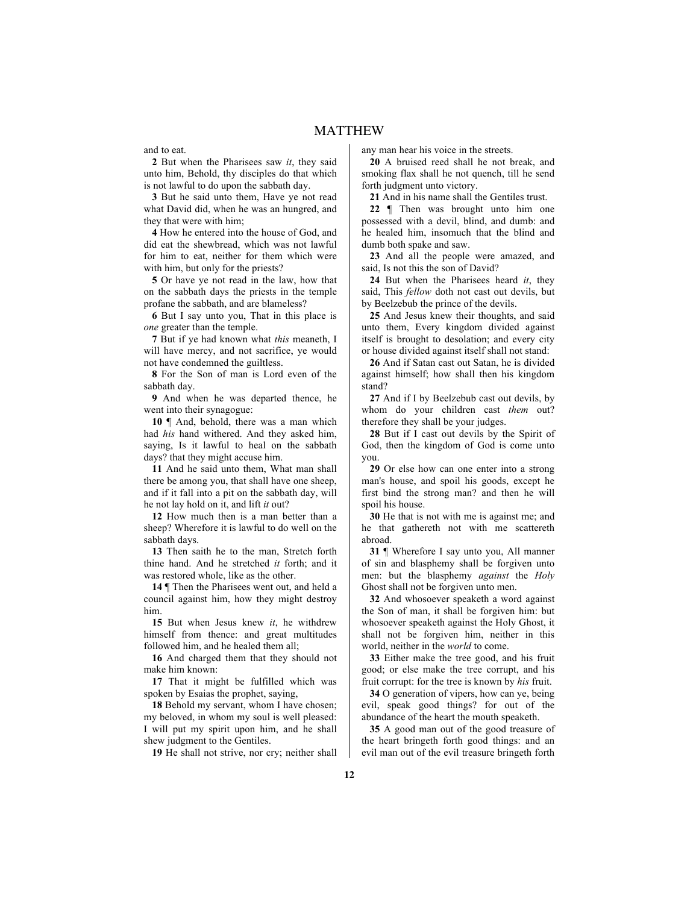and to eat.

**2** But when the Pharisees saw *it*, they said unto him, Behold, thy disciples do that which is not lawful to do upon the sabbath day.

**3** But he said unto them, Have ye not read what David did, when he was an hungred, and they that were with him;

**4** How he entered into the house of God, and did eat the shewbread, which was not lawful for him to eat, neither for them which were with him, but only for the priests?

**5** Or have ye not read in the law, how that on the sabbath days the priests in the temple profane the sabbath, and are blameless?

**6** But I say unto you, That in this place is *one* greater than the temple.

**7** But if ye had known what *this* meaneth, I will have mercy, and not sacrifice, ye would not have condemned the guiltless.

**8** For the Son of man is Lord even of the sabbath day.

**9** And when he was departed thence, he went into their synagogue:

**10** ¶ And, behold, there was a man which had *his* hand withered. And they asked him, saying, Is it lawful to heal on the sabbath days? that they might accuse him.

**11** And he said unto them, What man shall there be among you, that shall have one sheep, and if it fall into a pit on the sabbath day, will he not lay hold on it, and lift *it* out?

**12** How much then is a man better than a sheep? Wherefore it is lawful to do well on the sabbath days.

**13** Then saith he to the man, Stretch forth thine hand. And he stretched *it* forth; and it was restored whole, like as the other.

**14** ¶ Then the Pharisees went out, and held a council against him, how they might destroy him.

**15** But when Jesus knew *it*, he withdrew himself from thence: and great multitudes followed him, and he healed them all;

**16** And charged them that they should not make him known:

**17** That it might be fulfilled which was spoken by Esaias the prophet, saying,

**18** Behold my servant, whom I have chosen; my beloved, in whom my soul is well pleased: I will put my spirit upon him, and he shall shew judgment to the Gentiles.

**19** He shall not strive, nor cry; neither shall any man hear his voice in the streets.

**20** A bruised reed shall he not break, and smoking flax shall he not quench, till he send forth judgment unto victory.

**21** And in his name shall the Gentiles trust.

**22** ¶ Then was brought unto him one possessed with a devil, blind, and dumb: and he healed him, insomuch that the blind and dumb both spake and saw.

**23** And all the people were amazed, and said, Is not this the son of David?

**24** But when the Pharisees heard *it*, they said, This *fellow* doth not cast out devils, but by Beelzebub the prince of the devils.

**25** And Jesus knew their thoughts, and said unto them, Every kingdom divided against itself is brought to desolation; and every city or house divided against itself shall not stand:

**26** And if Satan cast out Satan, he is divided against himself; how shall then his kingdom stand?

**27** And if I by Beelzebub cast out devils, by whom do your children cast *them* out? therefore they shall be your judges.

**28** But if I cast out devils by the Spirit of God, then the kingdom of God is come unto you.

**29** Or else how can one enter into a strong man's house, and spoil his goods, except he first bind the strong man? and then he will spoil his house.

**30** He that is not with me is against me; and he that gathereth not with me scattereth abroad.

**31** ¶ Wherefore I say unto you, All manner of sin and blasphemy shall be forgiven unto men: but the blasphemy *against* the *Holy* Ghost shall not be forgiven unto men.

**32** And whosoever speaketh a word against the Son of man, it shall be forgiven him: but whosoever speaketh against the Holy Ghost, it shall not be forgiven him, neither in this world, neither in the *world* to come.

**33** Either make the tree good, and his fruit good; or else make the tree corrupt, and his fruit corrupt: for the tree is known by *his* fruit.

**34** O generation of vipers, how can ye, being evil, speak good things? for out of the abundance of the heart the mouth speaketh.

**35** A good man out of the good treasure of the heart bringeth forth good things: and an evil man out of the evil treasure bringeth forth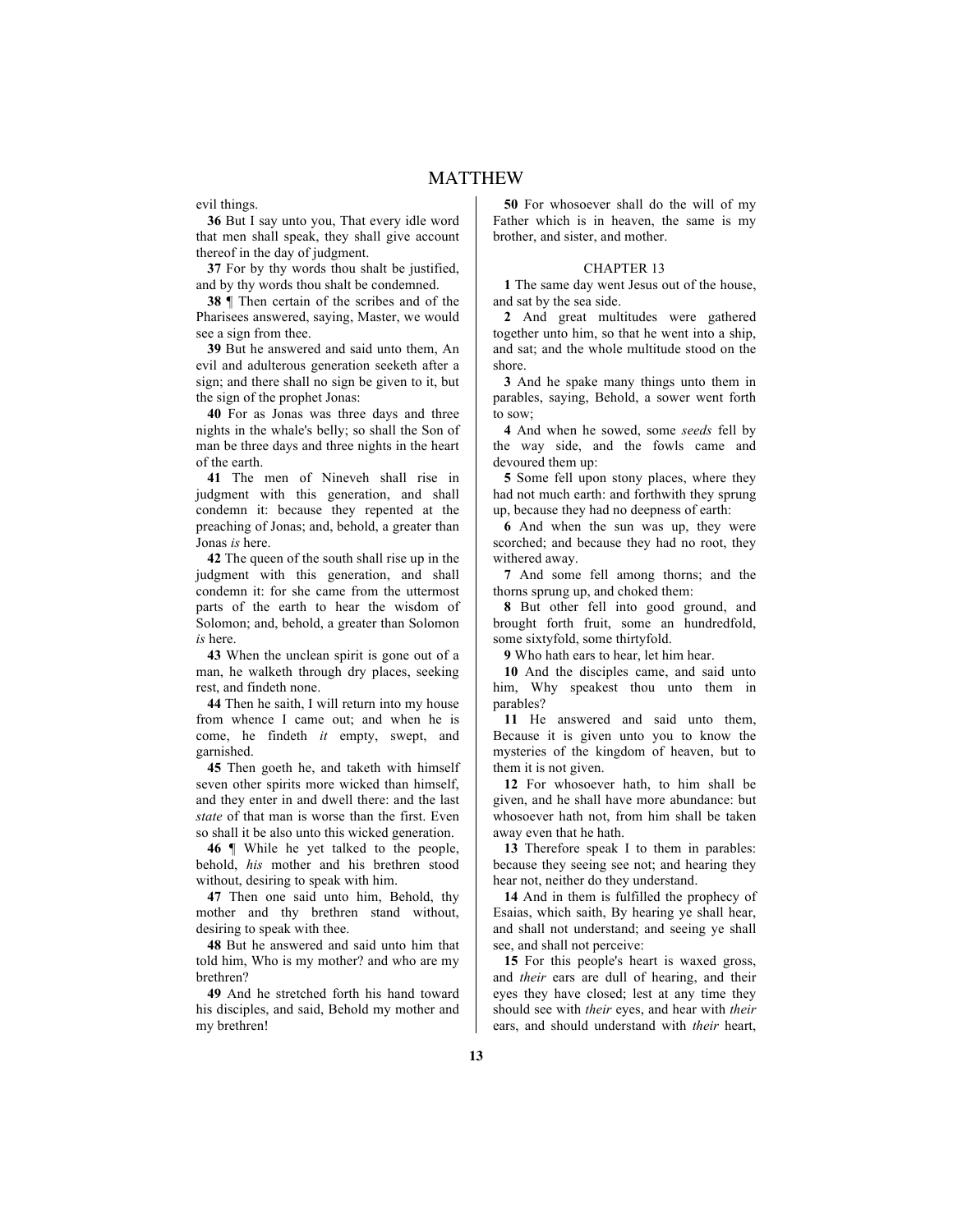evil things.

**36** But I say unto you, That every idle word that men shall speak, they shall give account thereof in the day of judgment.

**37** For by thy words thou shalt be justified, and by thy words thou shalt be condemned.

**38** ¶ Then certain of the scribes and of the Pharisees answered, saying, Master, we would see a sign from thee.

**39** But he answered and said unto them, An evil and adulterous generation seeketh after a sign; and there shall no sign be given to it, but the sign of the prophet Jonas:

**40** For as Jonas was three days and three nights in the whale's belly; so shall the Son of man be three days and three nights in the heart of the earth.

**41** The men of Nineveh shall rise in judgment with this generation, and shall condemn it: because they repented at the preaching of Jonas; and, behold, a greater than Jonas *is* here.

**42** The queen of the south shall rise up in the judgment with this generation, and shall condemn it: for she came from the uttermost parts of the earth to hear the wisdom of Solomon; and, behold, a greater than Solomon *is* here.

**43** When the unclean spirit is gone out of a man, he walketh through dry places, seeking rest, and findeth none.

**44** Then he saith, I will return into my house from whence I came out; and when he is come, he findeth *it* empty, swept, and garnished.

**45** Then goeth he, and taketh with himself seven other spirits more wicked than himself, and they enter in and dwell there: and the last *state* of that man is worse than the first. Even so shall it be also unto this wicked generation.

**46** ¶ While he yet talked to the people, behold, *his* mother and his brethren stood without, desiring to speak with him.

**47** Then one said unto him, Behold, thy mother and thy brethren stand without, desiring to speak with thee.

**48** But he answered and said unto him that told him, Who is my mother? and who are my brethren?

**49** And he stretched forth his hand toward his disciples, and said, Behold my mother and my brethren!

**50** For whosoever shall do the will of my Father which is in heaven, the same is my brother, and sister, and mother.

## CHAPTER 13

**1** The same day went Jesus out of the house, and sat by the sea side.

**2** And great multitudes were gathered together unto him, so that he went into a ship, and sat; and the whole multitude stood on the shore.

**3** And he spake many things unto them in parables, saying, Behold, a sower went forth to sow;

**4** And when he sowed, some *seeds* fell by the way side, and the fowls came and devoured them up:

**5** Some fell upon stony places, where they had not much earth: and forthwith they sprung up, because they had no deepness of earth:

**6** And when the sun was up, they were scorched; and because they had no root, they withered away.

**7** And some fell among thorns; and the thorns sprung up, and choked them:

**8** But other fell into good ground, and brought forth fruit, some an hundredfold, some sixtyfold, some thirtyfold.

**9** Who hath ears to hear, let him hear.

**10** And the disciples came, and said unto him, Why speakest thou unto them in parables?

**11** He answered and said unto them, Because it is given unto you to know the mysteries of the kingdom of heaven, but to them it is not given.

**12** For whosoever hath, to him shall be given, and he shall have more abundance: but whosoever hath not, from him shall be taken away even that he hath.

**13** Therefore speak I to them in parables: because they seeing see not; and hearing they hear not, neither do they understand.

**14** And in them is fulfilled the prophecy of Esaias, which saith, By hearing ye shall hear, and shall not understand; and seeing ye shall see, and shall not perceive:

**15** For this people's heart is waxed gross, and *their* ears are dull of hearing, and their eyes they have closed; lest at any time they should see with *their* eyes, and hear with *their* ears, and should understand with *their* heart,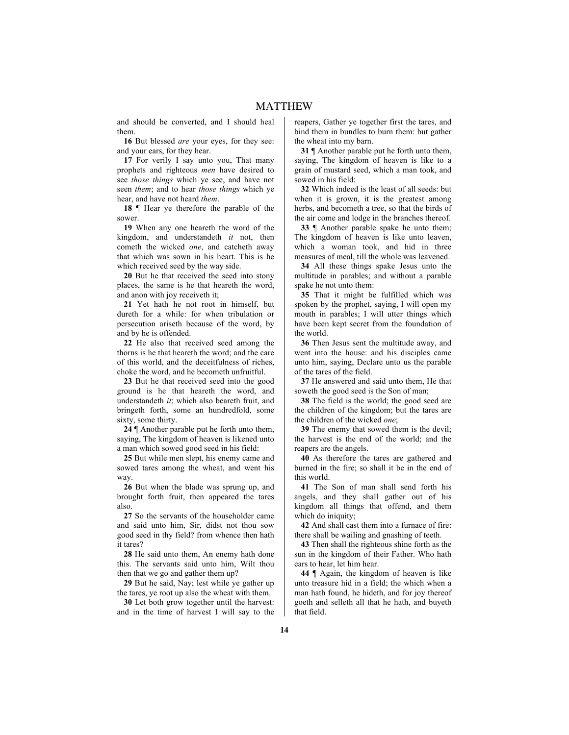and should be converted, and I should heal them.

**16** But blessed *are* your eyes, for they see: and your ears, for they hear.

**17** For verily I say unto you, That many prophets and righteous *men* have desired to see *those things* which ye see, and have not seen *them*; and to hear *those things* which ye hear, and have not heard *them*.

**18** ¶ Hear ye therefore the parable of the sower.

**19** When any one heareth the word of the kingdom, and understandeth *it* not, then cometh the wicked *one*, and catcheth away that which was sown in his heart. This is he which received seed by the way side.

**20** But he that received the seed into stony places, the same is he that heareth the word, and anon with joy receiveth it;

**21** Yet hath he not root in himself, but dureth for a while: for when tribulation or persecution ariseth because of the word, by and by he is offended.

**22** He also that received seed among the thorns is he that heareth the word; and the care of this world, and the deceitfulness of riches, choke the word, and he becometh unfruitful.

**23** But he that received seed into the good ground is he that heareth the word, and understandeth *it*; which also beareth fruit, and bringeth forth, some an hundredfold, some sixty, some thirty.

**24** ¶ Another parable put he forth unto them, saying, The kingdom of heaven is likened unto a man which sowed good seed in his field:

**25** But while men slept, his enemy came and sowed tares among the wheat, and went his way.

**26** But when the blade was sprung up, and brought forth fruit, then appeared the tares also.

**27** So the servants of the householder came and said unto him, Sir, didst not thou sow good seed in thy field? from whence then hath it tares?

**28** He said unto them, An enemy hath done this. The servants said unto him, Wilt thou then that we go and gather them up?

**29** But he said, Nay; lest while ye gather up the tares, ye root up also the wheat with them.

**30** Let both grow together until the harvest: and in the time of harvest I will say to the reapers, Gather ye together first the tares, and bind them in bundles to burn them: but gather the wheat into my barn.

**31** ¶ Another parable put he forth unto them, saying, The kingdom of heaven is like to a grain of mustard seed, which a man took, and sowed in his field:

**32** Which indeed is the least of all seeds: but when it is grown, it is the greatest among herbs, and becometh a tree, so that the birds of the air come and lodge in the branches thereof.

**33** ¶ Another parable spake he unto them; The kingdom of heaven is like unto leaven, which a woman took, and hid in three measures of meal, till the whole was leavened.

**34** All these things spake Jesus unto the multitude in parables; and without a parable spake he not unto them:

**35** That it might be fulfilled which was spoken by the prophet, saying, I will open my mouth in parables; I will utter things which have been kept secret from the foundation of the world.

**36** Then Jesus sent the multitude away, and went into the house: and his disciples came unto him, saying, Declare unto us the parable of the tares of the field.

**37** He answered and said unto them, He that soweth the good seed is the Son of man;

**38** The field is the world; the good seed are the children of the kingdom; but the tares are the children of the wicked *one*;

**39** The enemy that sowed them is the devil; the harvest is the end of the world; and the reapers are the angels.

**40** As therefore the tares are gathered and burned in the fire; so shall it be in the end of this world.

**41** The Son of man shall send forth his angels, and they shall gather out of his kingdom all things that offend, and them which do iniquity;

**42** And shall cast them into a furnace of fire: there shall be wailing and gnashing of teeth.

**43** Then shall the righteous shine forth as the sun in the kingdom of their Father. Who hath ears to hear, let him hear.

**44** ¶ Again, the kingdom of heaven is like unto treasure hid in a field; the which when a man hath found, he hideth, and for joy thereof goeth and selleth all that he hath, and buyeth that field.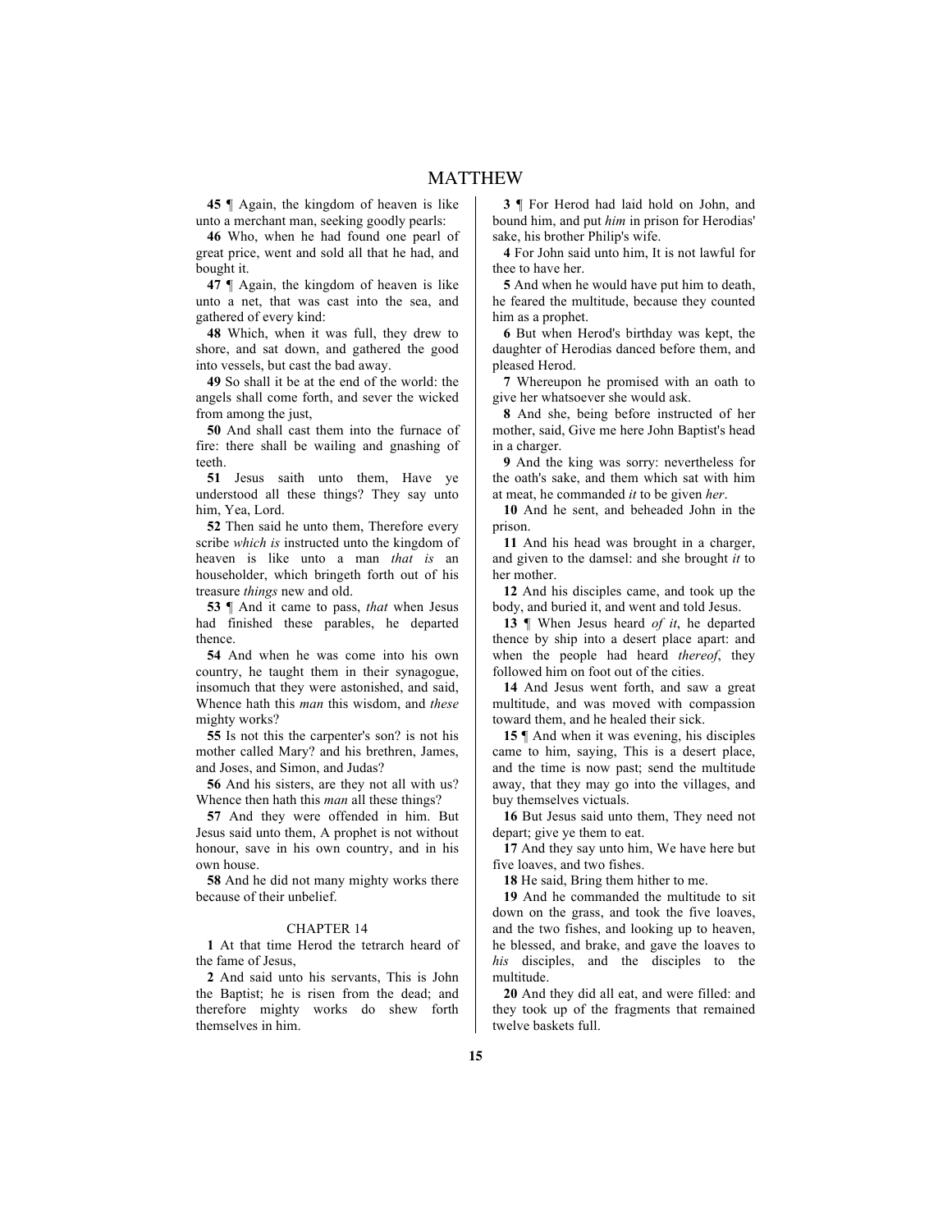**45** ¶ Again, the kingdom of heaven is like unto a merchant man, seeking goodly pearls:

**46** Who, when he had found one pearl of great price, went and sold all that he had, and bought it.

**47** ¶ Again, the kingdom of heaven is like unto a net, that was cast into the sea, and gathered of every kind:

**48** Which, when it was full, they drew to shore, and sat down, and gathered the good into vessels, but cast the bad away.

**49** So shall it be at the end of the world: the angels shall come forth, and sever the wicked from among the just,

**50** And shall cast them into the furnace of fire: there shall be wailing and gnashing of teeth.

**51** Jesus saith unto them, Have ye understood all these things? They say unto him, Yea, Lord.

**52** Then said he unto them, Therefore every scribe *which is* instructed unto the kingdom of heaven is like unto a man *that is* an householder, which bringeth forth out of his treasure *things* new and old.

**53** ¶ And it came to pass, *that* when Jesus had finished these parables, he departed thence.

**54** And when he was come into his own country, he taught them in their synagogue, insomuch that they were astonished, and said, Whence hath this *man* this wisdom, and *these* mighty works?

**55** Is not this the carpenter's son? is not his mother called Mary? and his brethren, James, and Joses, and Simon, and Judas?

**56** And his sisters, are they not all with us? Whence then hath this *man* all these things?

**57** And they were offended in him. But Jesus said unto them, A prophet is not without honour, save in his own country, and in his own house.

**58** And he did not many mighty works there because of their unbelief.

## CHAPTER 14

**1** At that time Herod the tetrarch heard of the fame of Jesus,

**2** And said unto his servants, This is John the Baptist; he is risen from the dead; and therefore mighty works do shew forth themselves in him.

**3** ¶ For Herod had laid hold on John, and bound him, and put *him* in prison for Herodias' sake, his brother Philip's wife.

**4** For John said unto him, It is not lawful for thee to have her.

**5** And when he would have put him to death, he feared the multitude, because they counted him as a prophet.

**6** But when Herod's birthday was kept, the daughter of Herodias danced before them, and pleased Herod.

**7** Whereupon he promised with an oath to give her whatsoever she would ask.

**8** And she, being before instructed of her mother, said, Give me here John Baptist's head in a charger.

**9** And the king was sorry: nevertheless for the oath's sake, and them which sat with him at meat, he commanded *it* to be given *her*.

**10** And he sent, and beheaded John in the prison.

**11** And his head was brought in a charger, and given to the damsel: and she brought *it* to her mother.

**12** And his disciples came, and took up the body, and buried it, and went and told Jesus.

**13** ¶ When Jesus heard *of it*, he departed thence by ship into a desert place apart: and when the people had heard *thereof*, they followed him on foot out of the cities.

**14** And Jesus went forth, and saw a great multitude, and was moved with compassion toward them, and he healed their sick.

**15** ¶ And when it was evening, his disciples came to him, saying, This is a desert place, and the time is now past; send the multitude away, that they may go into the villages, and buy themselves victuals.

**16** But Jesus said unto them, They need not depart; give ye them to eat.

**17** And they say unto him, We have here but five loaves, and two fishes.

**18** He said, Bring them hither to me.

**19** And he commanded the multitude to sit down on the grass, and took the five loaves, and the two fishes, and looking up to heaven, he blessed, and brake, and gave the loaves to *his* disciples, and the disciples to the multitude.

**20** And they did all eat, and were filled: and they took up of the fragments that remained twelve baskets full.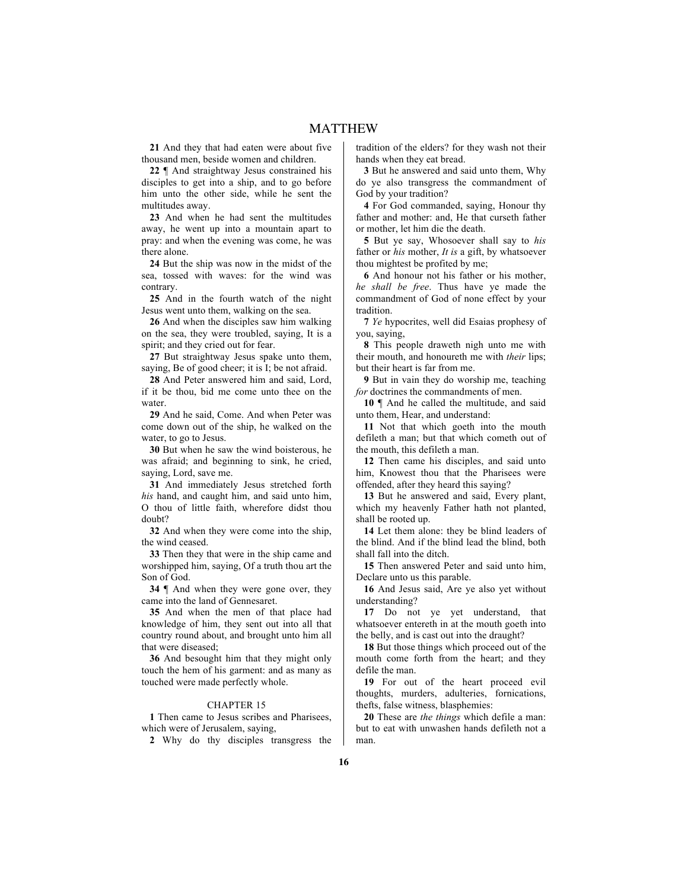**21** And they that had eaten were about five thousand men, beside women and children.

**22** ¶ And straightway Jesus constrained his disciples to get into a ship, and to go before him unto the other side, while he sent the multitudes away.

**23** And when he had sent the multitudes away, he went up into a mountain apart to pray: and when the evening was come, he was there alone.

**24** But the ship was now in the midst of the sea, tossed with waves: for the wind was contrary.

**25** And in the fourth watch of the night Jesus went unto them, walking on the sea.

**26** And when the disciples saw him walking on the sea, they were troubled, saying, It is a spirit; and they cried out for fear.

**27** But straightway Jesus spake unto them, saying, Be of good cheer; it is I; be not afraid.

**28** And Peter answered him and said, Lord, if it be thou, bid me come unto thee on the water.

**29** And he said, Come. And when Peter was come down out of the ship, he walked on the water, to go to Jesus.

**30** But when he saw the wind boisterous, he was afraid; and beginning to sink, he cried, saying, Lord, save me.

**31** And immediately Jesus stretched forth *his* hand, and caught him, and said unto him, O thou of little faith, wherefore didst thou doubt?

**32** And when they were come into the ship, the wind ceased.

**33** Then they that were in the ship came and worshipped him, saying, Of a truth thou art the Son of God.

**34** ¶ And when they were gone over, they came into the land of Gennesaret.

**35** And when the men of that place had knowledge of him, they sent out into all that country round about, and brought unto him all that were diseased;

**36** And besought him that they might only touch the hem of his garment: and as many as touched were made perfectly whole.

## CHAPTER 15

**1** Then came to Jesus scribes and Pharisees, which were of Jerusalem, saying,

**2** Why do thy disciples transgress the tradition of the elders? for they wash not their hands when they eat bread.

**3** But he answered and said unto them, Why do ye also transgress the commandment of God by your tradition?

**4** For God commanded, saying, Honour thy father and mother: and, He that curseth father or mother, let him die the death.

**5** But ye say, Whosoever shall say to *his* father or *his* mother, *It is* a gift, by whatsoever thou mightest be profited by me;

**6** And honour not his father or his mother, *he shall be free*. Thus have ye made the commandment of God of none effect by your tradition.

**7** *Ye* hypocrites, well did Esaias prophesy of you, saying,

**8** This people draweth nigh unto me with their mouth, and honoureth me with *their* lips; but their heart is far from me.

**9** But in vain they do worship me, teaching *for* doctrines the commandments of men.

**10** ¶ And he called the multitude, and said unto them, Hear, and understand:

**11** Not that which goeth into the mouth defileth a man; but that which cometh out of the mouth, this defileth a man.

**12** Then came his disciples, and said unto him, Knowest thou that the Pharisees were offended, after they heard this saying?

**13** But he answered and said, Every plant, which my heavenly Father hath not planted, shall be rooted up.

**14** Let them alone: they be blind leaders of the blind. And if the blind lead the blind, both shall fall into the ditch.

**15** Then answered Peter and said unto him, Declare unto us this parable.

**16** And Jesus said, Are ye also yet without understanding?

**17** Do not ye yet understand, that whatsoever entereth in at the mouth goeth into the belly, and is cast out into the draught?

**18** But those things which proceed out of the mouth come forth from the heart; and they defile the man.

**19** For out of the heart proceed evil thoughts, murders, adulteries, fornications, thefts, false witness, blasphemies:

**20** These are *the things* which defile a man: but to eat with unwashen hands defileth not a man.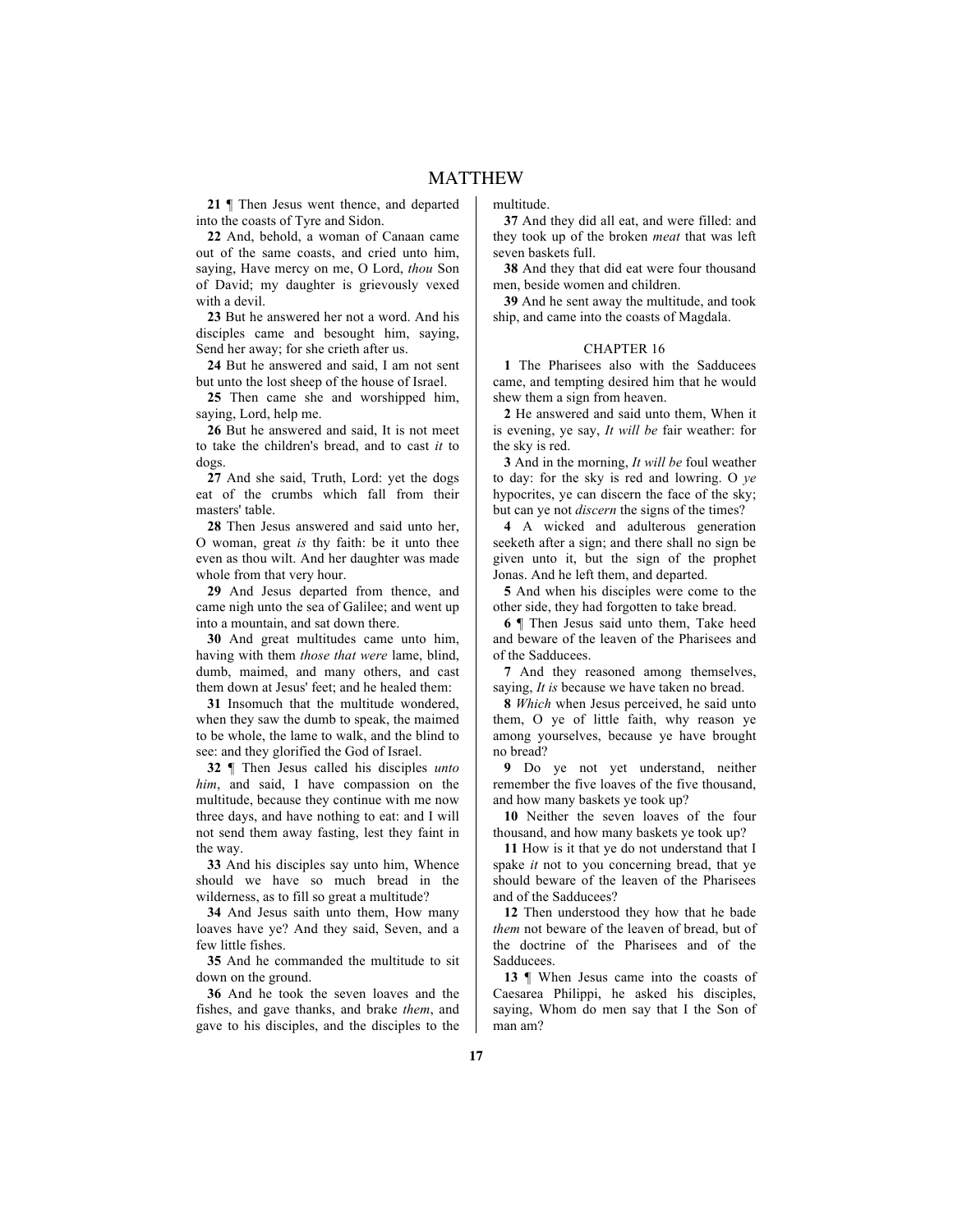**21** ¶ Then Jesus went thence, and departed into the coasts of Tyre and Sidon.

**22** And, behold, a woman of Canaan came out of the same coasts, and cried unto him, saying, Have mercy on me, O Lord, *thou* Son of David; my daughter is grievously vexed with a devil.

**23** But he answered her not a word. And his disciples came and besought him, saying, Send her away; for she crieth after us.

**24** But he answered and said, I am not sent but unto the lost sheep of the house of Israel.

**25** Then came she and worshipped him, saying, Lord, help me.

**26** But he answered and said, It is not meet to take the children's bread, and to cast *it* to dogs.

**27** And she said, Truth, Lord: yet the dogs eat of the crumbs which fall from their masters' table.

**28** Then Jesus answered and said unto her, O woman, great *is* thy faith: be it unto thee even as thou wilt. And her daughter was made whole from that very hour.

**29** And Jesus departed from thence, and came nigh unto the sea of Galilee; and went up into a mountain, and sat down there.

**30** And great multitudes came unto him, having with them *those that were* lame, blind, dumb, maimed, and many others, and cast them down at Jesus' feet; and he healed them:

**31** Insomuch that the multitude wondered, when they saw the dumb to speak, the maimed to be whole, the lame to walk, and the blind to see: and they glorified the God of Israel.

**32** ¶ Then Jesus called his disciples *unto him*, and said, I have compassion on the multitude, because they continue with me now three days, and have nothing to eat: and I will not send them away fasting, lest they faint in the way.

**33** And his disciples say unto him, Whence should we have so much bread in the wilderness, as to fill so great a multitude?

**34** And Jesus saith unto them, How many loaves have ye? And they said, Seven, and a few little fishes.

**35** And he commanded the multitude to sit down on the ground.

**36** And he took the seven loaves and the fishes, and gave thanks, and brake *them*, and gave to his disciples, and the disciples to the multitude.

**37** And they did all eat, and were filled: and they took up of the broken *meat* that was left seven baskets full.

**38** And they that did eat were four thousand men, beside women and children.

**39** And he sent away the multitude, and took ship, and came into the coasts of Magdala.

## CHAPTER 16

**1** The Pharisees also with the Sadducees came, and tempting desired him that he would shew them a sign from heaven.

**2** He answered and said unto them, When it is evening, ye say, *It will be* fair weather: for the sky is red.

**3** And in the morning, *It will be* foul weather to day: for the sky is red and lowring. O *ye* hypocrites, ye can discern the face of the sky; but can ye not *discern* the signs of the times?

**4** A wicked and adulterous generation seeketh after a sign; and there shall no sign be given unto it, but the sign of the prophet Jonas. And he left them, and departed.

**5** And when his disciples were come to the other side, they had forgotten to take bread.

**6** ¶ Then Jesus said unto them, Take heed and beware of the leaven of the Pharisees and of the Sadducees.

**7** And they reasoned among themselves, saying, *It is* because we have taken no bread.

**8** *Which* when Jesus perceived, he said unto them, O ye of little faith, why reason ye among yourselves, because ye have brought no bread?

**9** Do ye not yet understand, neither remember the five loaves of the five thousand, and how many baskets ye took up?

**10** Neither the seven loaves of the four thousand, and how many baskets ye took up?

**11** How is it that ye do not understand that I spake *it* not to you concerning bread, that ye should beware of the leaven of the Pharisees and of the Sadducees?

**12** Then understood they how that he bade *them* not beware of the leaven of bread, but of the doctrine of the Pharisees and of the Sadducees.

**13** ¶ When Jesus came into the coasts of Caesarea Philippi, he asked his disciples, saying, Whom do men say that I the Son of man am?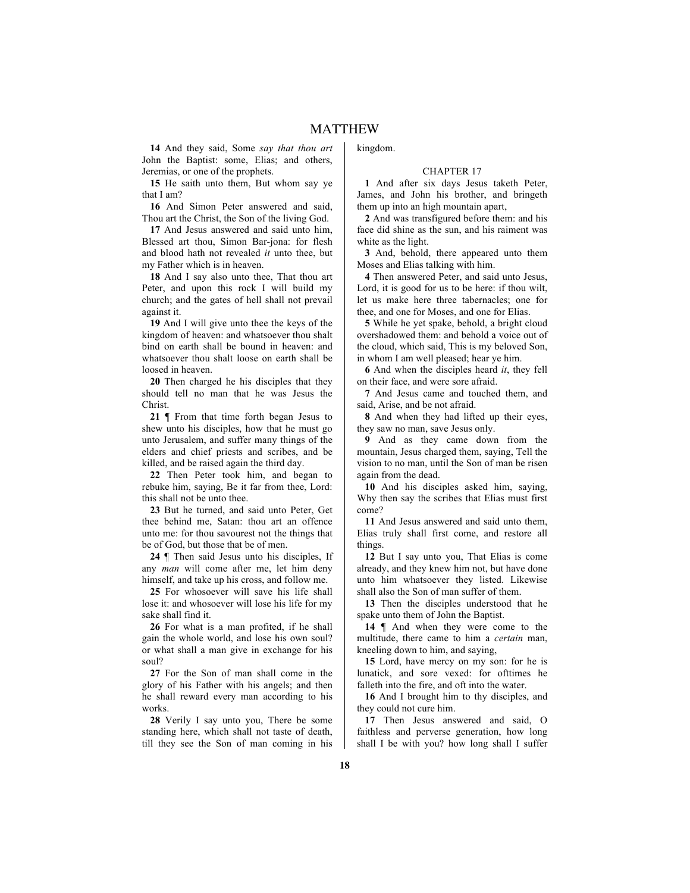**14** And they said, Some *say that thou art* John the Baptist: some, Elias; and others, Jeremias, or one of the prophets.

**15** He saith unto them, But whom say ye that I am?

**16** And Simon Peter answered and said, Thou art the Christ, the Son of the living God.

**17** And Jesus answered and said unto him, Blessed art thou, Simon Bar-jona: for flesh and blood hath not revealed *it* unto thee, but my Father which is in heaven.

**18** And I say also unto thee, That thou art Peter, and upon this rock I will build my church; and the gates of hell shall not prevail against it.

**19** And I will give unto thee the keys of the kingdom of heaven: and whatsoever thou shalt bind on earth shall be bound in heaven: and whatsoever thou shalt loose on earth shall be loosed in heaven.

**20** Then charged he his disciples that they should tell no man that he was Jesus the Christ.

**21** ¶ From that time forth began Jesus to shew unto his disciples, how that he must go unto Jerusalem, and suffer many things of the elders and chief priests and scribes, and be killed, and be raised again the third day.

**22** Then Peter took him, and began to rebuke him, saying, Be it far from thee, Lord: this shall not be unto thee.

**23** But he turned, and said unto Peter, Get thee behind me, Satan: thou art an offence unto me: for thou savourest not the things that be of God, but those that be of men.

**24** ¶ Then said Jesus unto his disciples, If any *man* will come after me, let him deny himself, and take up his cross, and follow me.

**25** For whosoever will save his life shall lose it: and whosoever will lose his life for my sake shall find it.

**26** For what is a man profited, if he shall gain the whole world, and lose his own soul? or what shall a man give in exchange for his soul?

**27** For the Son of man shall come in the glory of his Father with his angels; and then he shall reward every man according to his works.

**28** Verily I say unto you, There be some standing here, which shall not taste of death, till they see the Son of man coming in his kingdom.

## CHAPTER 17

**1** And after six days Jesus taketh Peter, James, and John his brother, and bringeth them up into an high mountain apart,

**2** And was transfigured before them: and his face did shine as the sun, and his raiment was white as the light.

**3** And, behold, there appeared unto them Moses and Elias talking with him.

**4** Then answered Peter, and said unto Jesus, Lord, it is good for us to be here: if thou wilt, let us make here three tabernacles; one for thee, and one for Moses, and one for Elias.

**5** While he yet spake, behold, a bright cloud overshadowed them: and behold a voice out of the cloud, which said, This is my beloved Son, in whom I am well pleased; hear ye him.

**6** And when the disciples heard *it*, they fell on their face, and were sore afraid.

**7** And Jesus came and touched them, and said, Arise, and be not afraid.

**8** And when they had lifted up their eyes, they saw no man, save Jesus only.

**9** And as they came down from the mountain, Jesus charged them, saying, Tell the vision to no man, until the Son of man be risen again from the dead.

**10** And his disciples asked him, saying, Why then say the scribes that Elias must first come?

**11** And Jesus answered and said unto them, Elias truly shall first come, and restore all things.

**12** But I say unto you, That Elias is come already, and they knew him not, but have done unto him whatsoever they listed. Likewise shall also the Son of man suffer of them.

**13** Then the disciples understood that he spake unto them of John the Baptist.

**14** ¶ And when they were come to the multitude, there came to him a *certain* man, kneeling down to him, and saying,

**15** Lord, have mercy on my son: for he is lunatick, and sore vexed: for ofttimes he falleth into the fire, and oft into the water.

**16** And I brought him to thy disciples, and they could not cure him.

**17** Then Jesus answered and said, O faithless and perverse generation, how long shall I be with you? how long shall I suffer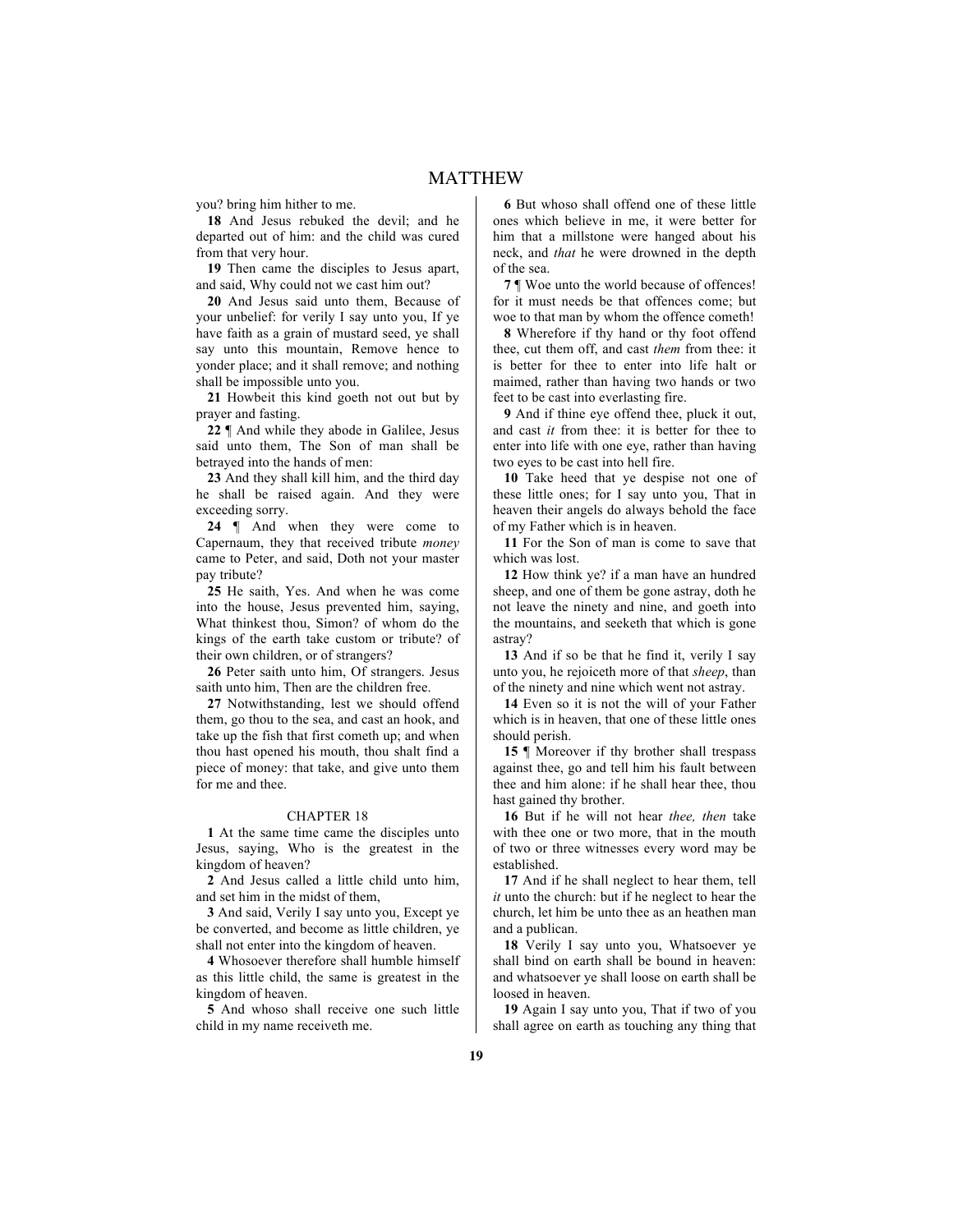you? bring him hither to me.

**18** And Jesus rebuked the devil; and he departed out of him: and the child was cured from that very hour.

**19** Then came the disciples to Jesus apart, and said, Why could not we cast him out?

**20** And Jesus said unto them, Because of your unbelief: for verily I say unto you, If ye have faith as a grain of mustard seed, ye shall say unto this mountain, Remove hence to yonder place; and it shall remove; and nothing shall be impossible unto you.

**21** Howbeit this kind goeth not out but by prayer and fasting.

**22** ¶ And while they abode in Galilee, Jesus said unto them, The Son of man shall be betrayed into the hands of men:

**23** And they shall kill him, and the third day he shall be raised again. And they were exceeding sorry.

**24** ¶ And when they were come to Capernaum, they that received tribute *money* came to Peter, and said, Doth not your master pay tribute?

**25** He saith, Yes. And when he was come into the house, Jesus prevented him, saying, What thinkest thou, Simon? of whom do the kings of the earth take custom or tribute? of their own children, or of strangers?

**26** Peter saith unto him, Of strangers. Jesus saith unto him, Then are the children free.

**27** Notwithstanding, lest we should offend them, go thou to the sea, and cast an hook, and take up the fish that first cometh up; and when thou hast opened his mouth, thou shalt find a piece of money: that take, and give unto them for me and thee.

## CHAPTER 18

**1** At the same time came the disciples unto Jesus, saying, Who is the greatest in the kingdom of heaven?

**2** And Jesus called a little child unto him, and set him in the midst of them,

**3** And said, Verily I say unto you, Except ye be converted, and become as little children, ye shall not enter into the kingdom of heaven.

**4** Whosoever therefore shall humble himself as this little child, the same is greatest in the kingdom of heaven.

**5** And whoso shall receive one such little child in my name receiveth me.

**6** But whoso shall offend one of these little ones which believe in me, it were better for him that a millstone were hanged about his neck, and *that* he were drowned in the depth of the sea.

**7** ¶ Woe unto the world because of offences! for it must needs be that offences come; but woe to that man by whom the offence cometh!

**8** Wherefore if thy hand or thy foot offend thee, cut them off, and cast *them* from thee: it is better for thee to enter into life halt or maimed, rather than having two hands or two feet to be cast into everlasting fire.

**9** And if thine eye offend thee, pluck it out, and cast *it* from thee: it is better for thee to enter into life with one eye, rather than having two eyes to be cast into hell fire.

**10** Take heed that ye despise not one of these little ones; for I say unto you, That in heaven their angels do always behold the face of my Father which is in heaven.

**11** For the Son of man is come to save that which was lost.

**12** How think ye? if a man have an hundred sheep, and one of them be gone astray, doth he not leave the ninety and nine, and goeth into the mountains, and seeketh that which is gone astray?

**13** And if so be that he find it, verily I say unto you, he rejoiceth more of that *sheep*, than of the ninety and nine which went not astray.

**14** Even so it is not the will of your Father which is in heaven, that one of these little ones should perish.

**15** ¶ Moreover if thy brother shall trespass against thee, go and tell him his fault between thee and him alone: if he shall hear thee, thou hast gained thy brother.

**16** But if he will not hear *thee, then* take with thee one or two more, that in the mouth of two or three witnesses every word may be established.

**17** And if he shall neglect to hear them, tell *it* unto the church: but if he neglect to hear the church, let him be unto thee as an heathen man and a publican.

**18** Verily I say unto you, Whatsoever ye shall bind on earth shall be bound in heaven: and whatsoever ye shall loose on earth shall be loosed in heaven.

**19** Again I say unto you, That if two of you shall agree on earth as touching any thing that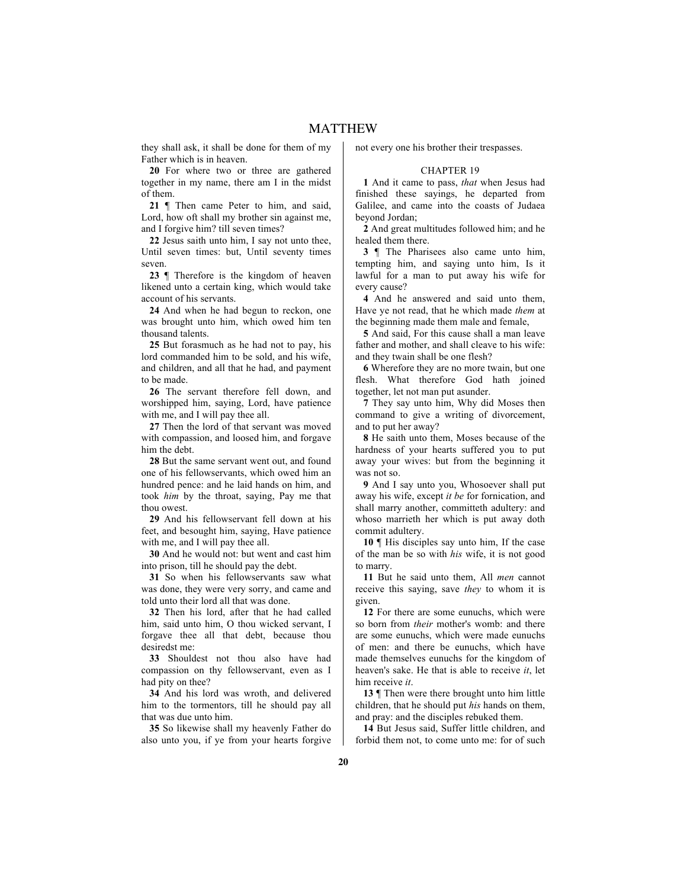they shall ask, it shall be done for them of my Father which is in heaven.

**20** For where two or three are gathered together in my name, there am I in the midst of them.

**21** ¶ Then came Peter to him, and said, Lord, how oft shall my brother sin against me, and I forgive him? till seven times?

**22** Jesus saith unto him, I say not unto thee, Until seven times: but, Until seventy times seven.

**23** ¶ Therefore is the kingdom of heaven likened unto a certain king, which would take account of his servants.

**24** And when he had begun to reckon, one was brought unto him, which owed him ten thousand talents.

**25** But forasmuch as he had not to pay, his lord commanded him to be sold, and his wife, and children, and all that he had, and payment to be made.

**26** The servant therefore fell down, and worshipped him, saying, Lord, have patience with me, and I will pay thee all.

**27** Then the lord of that servant was moved with compassion, and loosed him, and forgave him the debt.

**28** But the same servant went out, and found one of his fellowservants, which owed him an hundred pence: and he laid hands on him, and took *him* by the throat, saying, Pay me that thou owest.

**29** And his fellowservant fell down at his feet, and besought him, saying, Have patience with me, and I will pay thee all.

**30** And he would not: but went and cast him into prison, till he should pay the debt.

**31** So when his fellowservants saw what was done, they were very sorry, and came and told unto their lord all that was done.

**32** Then his lord, after that he had called him, said unto him, O thou wicked servant, I forgave thee all that debt, because thou desiredst me:

**33** Shouldest not thou also have had compassion on thy fellowservant, even as I had pity on thee?

**34** And his lord was wroth, and delivered him to the tormentors, till he should pay all that was due unto him.

**35** So likewise shall my heavenly Father do also unto you, if ye from your hearts forgive not every one his brother their trespasses.

## CHAPTER 19

**1** And it came to pass, *that* when Jesus had finished these sayings, he departed from Galilee, and came into the coasts of Judaea beyond Jordan;

**2** And great multitudes followed him; and he healed them there.

**3** ¶ The Pharisees also came unto him, tempting him, and saying unto him, Is it lawful for a man to put away his wife for every cause?

**4** And he answered and said unto them, Have ye not read, that he which made *them* at the beginning made them male and female,

**5** And said, For this cause shall a man leave father and mother, and shall cleave to his wife: and they twain shall be one flesh?

**6** Wherefore they are no more twain, but one flesh. What therefore God hath joined together, let not man put asunder.

**7** They say unto him, Why did Moses then command to give a writing of divorcement, and to put her away?

**8** He saith unto them, Moses because of the hardness of your hearts suffered you to put away your wives: but from the beginning it was not so.

**9** And I say unto you, Whosoever shall put away his wife, except *it be* for fornication, and shall marry another, committeth adultery: and whoso marrieth her which is put away doth commit adultery.

**10** ¶ His disciples say unto him, If the case of the man be so with *his* wife, it is not good to marry.

**11** But he said unto them, All *men* cannot receive this saying, save *they* to whom it is given.

**12** For there are some eunuchs, which were so born from *their* mother's womb: and there are some eunuchs, which were made eunuchs of men: and there be eunuchs, which have made themselves eunuchs for the kingdom of heaven's sake. He that is able to receive *it*, let him receive *it*.

**13** ¶ Then were there brought unto him little children, that he should put *his* hands on them, and pray: and the disciples rebuked them.

**14** But Jesus said, Suffer little children, and forbid them not, to come unto me: for of such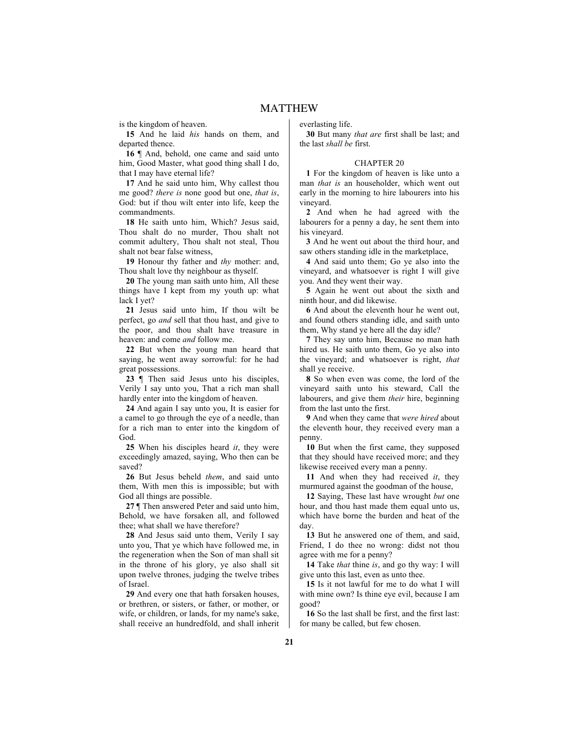is the kingdom of heaven.

**15** And he laid *his* hands on them, and departed thence.

**16** ¶ And, behold, one came and said unto him, Good Master, what good thing shall I do, that I may have eternal life?

**17** And he said unto him, Why callest thou me good? *there is* none good but one, *that is*, God: but if thou wilt enter into life, keep the commandments.

**18** He saith unto him, Which? Jesus said, Thou shalt do no murder, Thou shalt not commit adultery, Thou shalt not steal, Thou shalt not bear false witness,

**19** Honour thy father and *thy* mother: and, Thou shalt love thy neighbour as thyself.

**20** The young man saith unto him, All these things have I kept from my youth up: what lack I yet?

**21** Jesus said unto him, If thou wilt be perfect, go *and* sell that thou hast, and give to the poor, and thou shalt have treasure in heaven: and come *and* follow me.

**22** But when the young man heard that saying, he went away sorrowful: for he had great possessions.

**23** ¶ Then said Jesus unto his disciples, Verily I say unto you, That a rich man shall hardly enter into the kingdom of heaven.

**24** And again I say unto you, It is easier for a camel to go through the eye of a needle, than for a rich man to enter into the kingdom of God.

**25** When his disciples heard *it*, they were exceedingly amazed, saying, Who then can be saved?

**26** But Jesus beheld *them*, and said unto them, With men this is impossible; but with God all things are possible.

**27** ¶ Then answered Peter and said unto him, Behold, we have forsaken all, and followed thee; what shall we have therefore?

**28** And Jesus said unto them, Verily I say unto you, That ye which have followed me, in the regeneration when the Son of man shall sit in the throne of his glory, ye also shall sit upon twelve thrones, judging the twelve tribes of Israel.

**29** And every one that hath forsaken houses, or brethren, or sisters, or father, or mother, or wife, or children, or lands, for my name's sake, shall receive an hundredfold, and shall inherit everlasting life.

**30** But many *that are* first shall be last; and the last *shall be* first.

## CHAPTER 20

**1** For the kingdom of heaven is like unto a man *that is* an householder, which went out early in the morning to hire labourers into his vineyard.

**2** And when he had agreed with the labourers for a penny a day, he sent them into his vineyard.

**3** And he went out about the third hour, and saw others standing idle in the marketplace,

**4** And said unto them; Go ye also into the vineyard, and whatsoever is right I will give you. And they went their way.

**5** Again he went out about the sixth and ninth hour, and did likewise.

**6** And about the eleventh hour he went out, and found others standing idle, and saith unto them, Why stand ye here all the day idle?

**7** They say unto him, Because no man hath hired us. He saith unto them, Go ye also into the vineyard; and whatsoever is right, *that* shall ye receive.

**8** So when even was come, the lord of the vineyard saith unto his steward, Call the labourers, and give them *their* hire, beginning from the last unto the first.

**9** And when they came that *were hired* about the eleventh hour, they received every man a penny.

**10** But when the first came, they supposed that they should have received more; and they likewise received every man a penny.

**11** And when they had received *it*, they murmured against the goodman of the house,

**12** Saying, These last have wrought *but* one hour, and thou hast made them equal unto us, which have borne the burden and heat of the day.

**13** But he answered one of them, and said, Friend, I do thee no wrong: didst not thou agree with me for a penny?

**14** Take *that* thine *is*, and go thy way: I will give unto this last, even as unto thee.

**15** Is it not lawful for me to do what I will with mine own? Is thine eye evil, because I am good?

**16** So the last shall be first, and the first last: for many be called, but few chosen.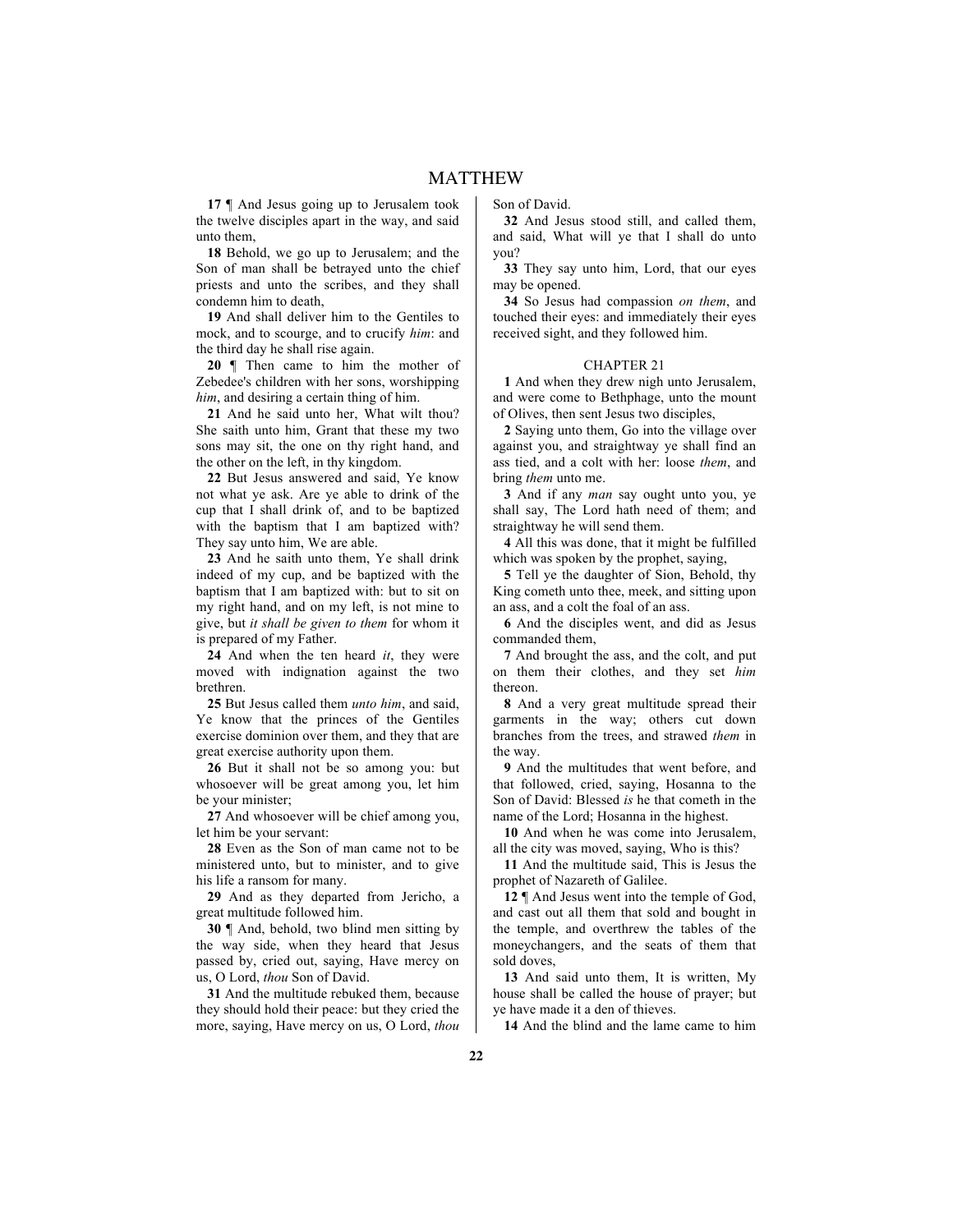# MATTHEW

**17** ¶ And Jesus going up to Jerusalem took the twelve disciples apart in the way, and said unto them,

**18** Behold, we go up to Jerusalem; and the Son of man shall be betrayed unto the chief priests and unto the scribes, and they shall condemn him to death,

**19** And shall deliver him to the Gentiles to mock, and to scourge, and to crucify *him*: and the third day he shall rise again.

**20** ¶ Then came to him the mother of Zebedee's children with her sons, worshipping *him*, and desiring a certain thing of him.

**21** And he said unto her, What wilt thou? She saith unto him, Grant that these my two sons may sit, the one on thy right hand, and the other on the left, in thy kingdom.

**22** But Jesus answered and said, Ye know not what ye ask. Are ye able to drink of the cup that I shall drink of, and to be baptized with the baptism that I am baptized with? They say unto him, We are able.

**23** And he saith unto them, Ye shall drink indeed of my cup, and be baptized with the baptism that I am baptized with: but to sit on my right hand, and on my left, is not mine to give, but *it shall be given to them* for whom it is prepared of my Father.

**24** And when the ten heard *it*, they were moved with indignation against the two brethren.

**25** But Jesus called them *unto him*, and said, Ye know that the princes of the Gentiles exercise dominion over them, and they that are great exercise authority upon them.

**26** But it shall not be so among you: but whosoever will be great among you, let him be your minister;

**27** And whosoever will be chief among you, let him be your servant:

**28** Even as the Son of man came not to be ministered unto, but to minister, and to give his life a ransom for many.

**29** And as they departed from Jericho, a great multitude followed him.

**30** ¶ And, behold, two blind men sitting by the way side, when they heard that Jesus passed by, cried out, saying, Have mercy on us, O Lord, *thou* Son of David.

**31** And the multitude rebuked them, because they should hold their peace: but they cried the more, saying, Have mercy on us, O Lord, *thou* Son of David.

**32** And Jesus stood still, and called them, and said, What will ye that I shall do unto you?

**33** They say unto him, Lord, that our eyes may be opened.

**34** So Jesus had compassion *on them*, and touched their eyes: and immediately their eyes received sight, and they followed him.

## CHAPTER 21

**1** And when they drew nigh unto Jerusalem, and were come to Bethphage, unto the mount of Olives, then sent Jesus two disciples,

**2** Saying unto them, Go into the village over against you, and straightway ye shall find an ass tied, and a colt with her: loose *them*, and bring *them* unto me.

**3** And if any *man* say ought unto you, ye shall say, The Lord hath need of them; and straightway he will send them.

**4** All this was done, that it might be fulfilled which was spoken by the prophet, saying,

**5** Tell ye the daughter of Sion, Behold, thy King cometh unto thee, meek, and sitting upon an ass, and a colt the foal of an ass.

**6** And the disciples went, and did as Jesus commanded them,

**7** And brought the ass, and the colt, and put on them their clothes, and they set *him* thereon.

**8** And a very great multitude spread their garments in the way; others cut down branches from the trees, and strawed *them* in the way.

**9** And the multitudes that went before, and that followed, cried, saying, Hosanna to the Son of David: Blessed *is* he that cometh in the name of the Lord; Hosanna in the highest.

**10** And when he was come into Jerusalem, all the city was moved, saying, Who is this?

**11** And the multitude said, This is Jesus the prophet of Nazareth of Galilee.

**12** ¶ And Jesus went into the temple of God, and cast out all them that sold and bought in the temple, and overthrew the tables of the moneychangers, and the seats of them that sold doves,

**13** And said unto them, It is written, My house shall be called the house of prayer; but ye have made it a den of thieves.

**14** And the blind and the lame came to him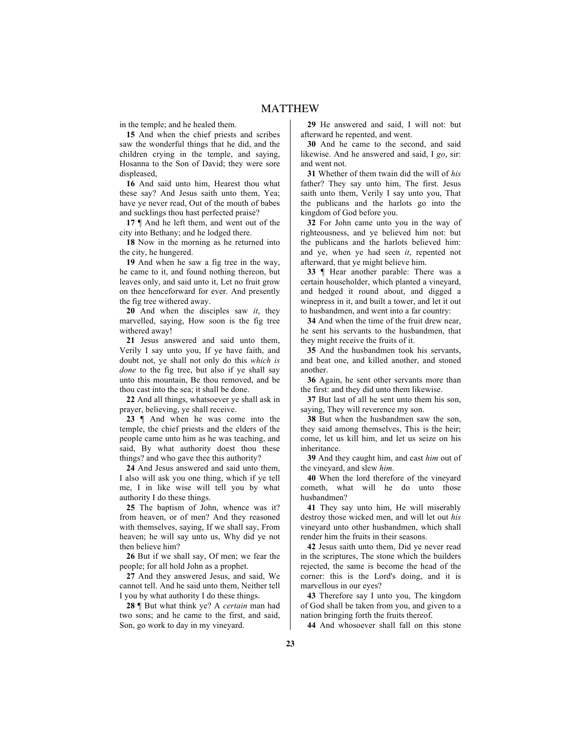in the temple; and he healed them.

**15** And when the chief priests and scribes saw the wonderful things that he did, and the children crying in the temple, and saying, Hosanna to the Son of David; they were sore displeased,

**16** And said unto him, Hearest thou what these say? And Jesus saith unto them, Yea; have ye never read, Out of the mouth of babes and sucklings thou hast perfected praise?

**17** ¶ And he left them, and went out of the city into Bethany; and he lodged there.

**18** Now in the morning as he returned into the city, he hungered.

**19** And when he saw a fig tree in the way, he came to it, and found nothing thereon, but leaves only, and said unto it, Let no fruit grow on thee henceforward for ever. And presently the fig tree withered away.

**20** And when the disciples saw *it*, they marvelled, saying, How soon is the fig tree withered away!

**21** Jesus answered and said unto them, Verily I say unto you, If ye have faith, and doubt not, ye shall not only do this *which is done* to the fig tree, but also if ye shall say unto this mountain, Be thou removed, and be thou cast into the sea; it shall be done.

**22** And all things, whatsoever ye shall ask in prayer, believing, ye shall receive.

**23** ¶ And when he was come into the temple, the chief priests and the elders of the people came unto him as he was teaching, and said, By what authority doest thou these things? and who gave thee this authority?

**24** And Jesus answered and said unto them, I also will ask you one thing, which if ye tell me, I in like wise will tell you by what authority I do these things.

**25** The baptism of John, whence was it? from heaven, or of men? And they reasoned with themselves, saying, If we shall say, From heaven; he will say unto us, Why did ye not then believe him?

**26** But if we shall say, Of men; we fear the people; for all hold John as a prophet.

**27** And they answered Jesus, and said, We cannot tell. And he said unto them, Neither tell I you by what authority I do these things.

**28** ¶ But what think ye? A *certain* man had two sons; and he came to the first, and said, Son, go work to day in my vineyard.

**29** He answered and said, I will not: but afterward he repented, and went.

**30** And he came to the second, and said likewise. And he answered and said, I *go*, sir: and went not.

**31** Whether of them twain did the will of *his* father? They say unto him, The first. Jesus saith unto them, Verily I say unto you, That the publicans and the harlots go into the kingdom of God before you.

**32** For John came unto you in the way of righteousness, and ye believed him not: but the publicans and the harlots believed him: and ye, when ye had seen *it*, repented not afterward, that ye might believe him.

**33** ¶ Hear another parable: There was a certain householder, which planted a vineyard, and hedged it round about, and digged a winepress in it, and built a tower, and let it out to husbandmen, and went into a far country:

**34** And when the time of the fruit drew near, he sent his servants to the husbandmen, that they might receive the fruits of it.

**35** And the husbandmen took his servants, and beat one, and killed another, and stoned another.

**36** Again, he sent other servants more than the first: and they did unto them likewise.

**37** But last of all he sent unto them his son, saying, They will reverence my son.

**38** But when the husbandmen saw the son, they said among themselves, This is the heir; come, let us kill him, and let us seize on his inheritance.

**39** And they caught him, and cast *him* out of the vineyard, and slew *him*.

**40** When the lord therefore of the vineyard cometh, what will he do unto those husbandmen?

**41** They say unto him, He will miserably destroy those wicked men, and will let out *his* vineyard unto other husbandmen, which shall render him the fruits in their seasons.

**42** Jesus saith unto them, Did ye never read in the scriptures, The stone which the builders rejected, the same is become the head of the corner: this is the Lord's doing, and it is marvellous in our eyes?

**43** Therefore say I unto you, The kingdom of God shall be taken from you, and given to a nation bringing forth the fruits thereof.

**44** And whosoever shall fall on this stone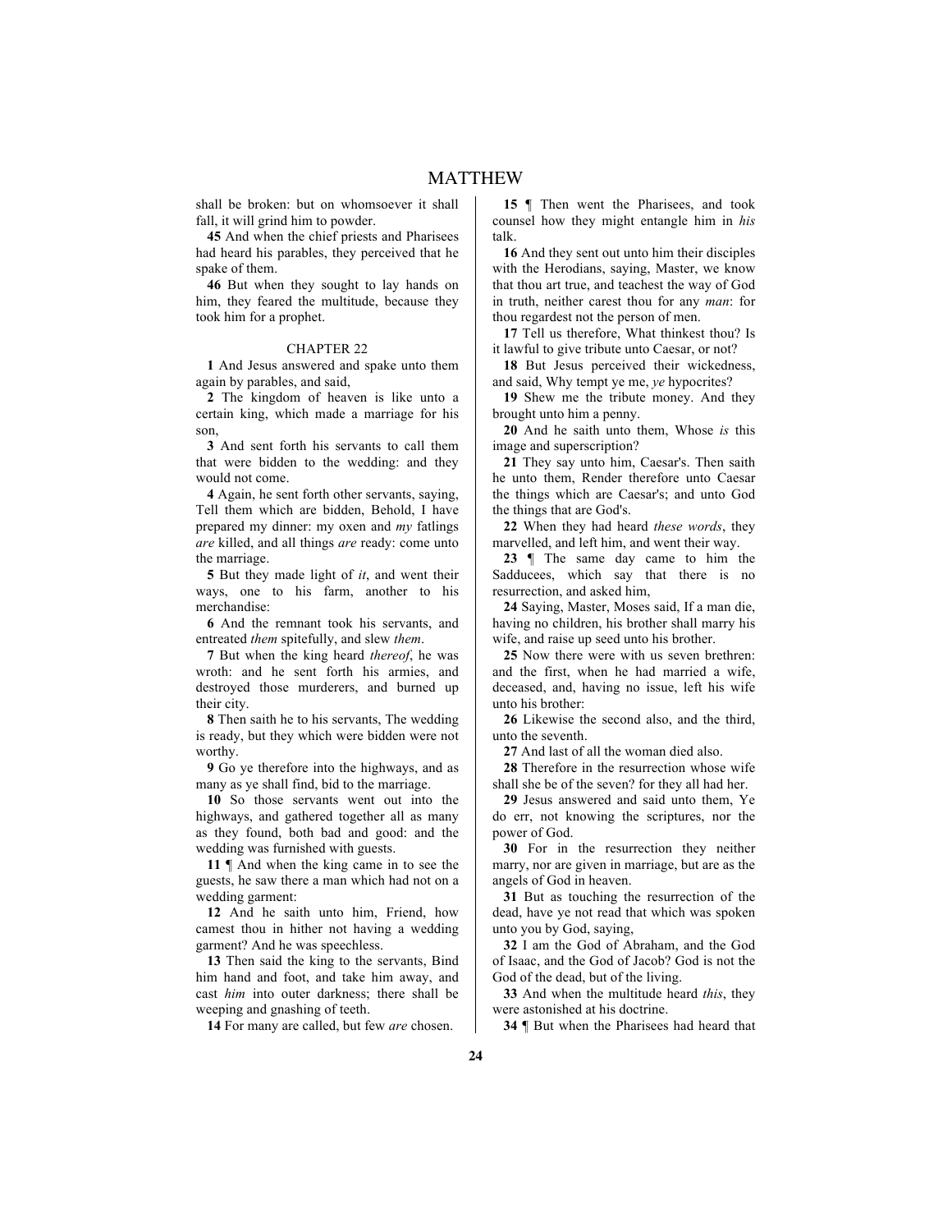shall be broken: but on whomsoever it shall fall, it will grind him to powder.

**45** And when the chief priests and Pharisees had heard his parables, they perceived that he spake of them.

**46** But when they sought to lay hands on him, they feared the multitude, because they took him for a prophet.

## CHAPTER 22

**1** And Jesus answered and spake unto them again by parables, and said,

**2** The kingdom of heaven is like unto a certain king, which made a marriage for his son,

**3** And sent forth his servants to call them that were bidden to the wedding: and they would not come.

**4** Again, he sent forth other servants, saying, Tell them which are bidden, Behold, I have prepared my dinner: my oxen and *my* fatlings *are* killed, and all things *are* ready: come unto the marriage.

**5** But they made light of *it*, and went their ways, one to his farm, another to his merchandise:

**6** And the remnant took his servants, and entreated *them* spitefully, and slew *them*.

**7** But when the king heard *thereof*, he was wroth: and he sent forth his armies, and destroyed those murderers, and burned up their city.

**8** Then saith he to his servants, The wedding is ready, but they which were bidden were not worthy.

**9** Go ye therefore into the highways, and as many as ye shall find, bid to the marriage.

**10** So those servants went out into the highways, and gathered together all as many as they found, both bad and good: and the wedding was furnished with guests.

**11** ¶ And when the king came in to see the guests, he saw there a man which had not on a wedding garment:

**12** And he saith unto him, Friend, how camest thou in hither not having a wedding garment? And he was speechless.

**13** Then said the king to the servants, Bind him hand and foot, and take him away, and cast *him* into outer darkness; there shall be weeping and gnashing of teeth.

**14** For many are called, but few *are* chosen.

**15** ¶ Then went the Pharisees, and took counsel how they might entangle him in *his* talk.

**16** And they sent out unto him their disciples with the Herodians, saying, Master, we know that thou art true, and teachest the way of God in truth, neither carest thou for any *man*: for thou regardest not the person of men.

**17** Tell us therefore, What thinkest thou? Is it lawful to give tribute unto Caesar, or not?

**18** But Jesus perceived their wickedness, and said, Why tempt ye me, *ye* hypocrites?

**19** Shew me the tribute money. And they brought unto him a penny.

**20** And he saith unto them, Whose *is* this image and superscription?

**21** They say unto him, Caesar's. Then saith he unto them, Render therefore unto Caesar the things which are Caesar's; and unto God the things that are God's.

**22** When they had heard *these words*, they marvelled, and left him, and went their way.

**23** ¶ The same day came to him the Sadducees, which say that there is no resurrection, and asked him,

**24** Saying, Master, Moses said, If a man die, having no children, his brother shall marry his wife, and raise up seed unto his brother.

**25** Now there were with us seven brethren: and the first, when he had married a wife, deceased, and, having no issue, left his wife unto his brother:

**26** Likewise the second also, and the third, unto the seventh.

**27** And last of all the woman died also.

**28** Therefore in the resurrection whose wife shall she be of the seven? for they all had her.

**29** Jesus answered and said unto them, Ye do err, not knowing the scriptures, nor the power of God.

**30** For in the resurrection they neither marry, nor are given in marriage, but are as the angels of God in heaven.

**31** But as touching the resurrection of the dead, have ye not read that which was spoken unto you by God, saying,

**32** I am the God of Abraham, and the God of Isaac, and the God of Jacob? God is not the God of the dead, but of the living.

**33** And when the multitude heard *this*, they were astonished at his doctrine.

**34** ¶ But when the Pharisees had heard that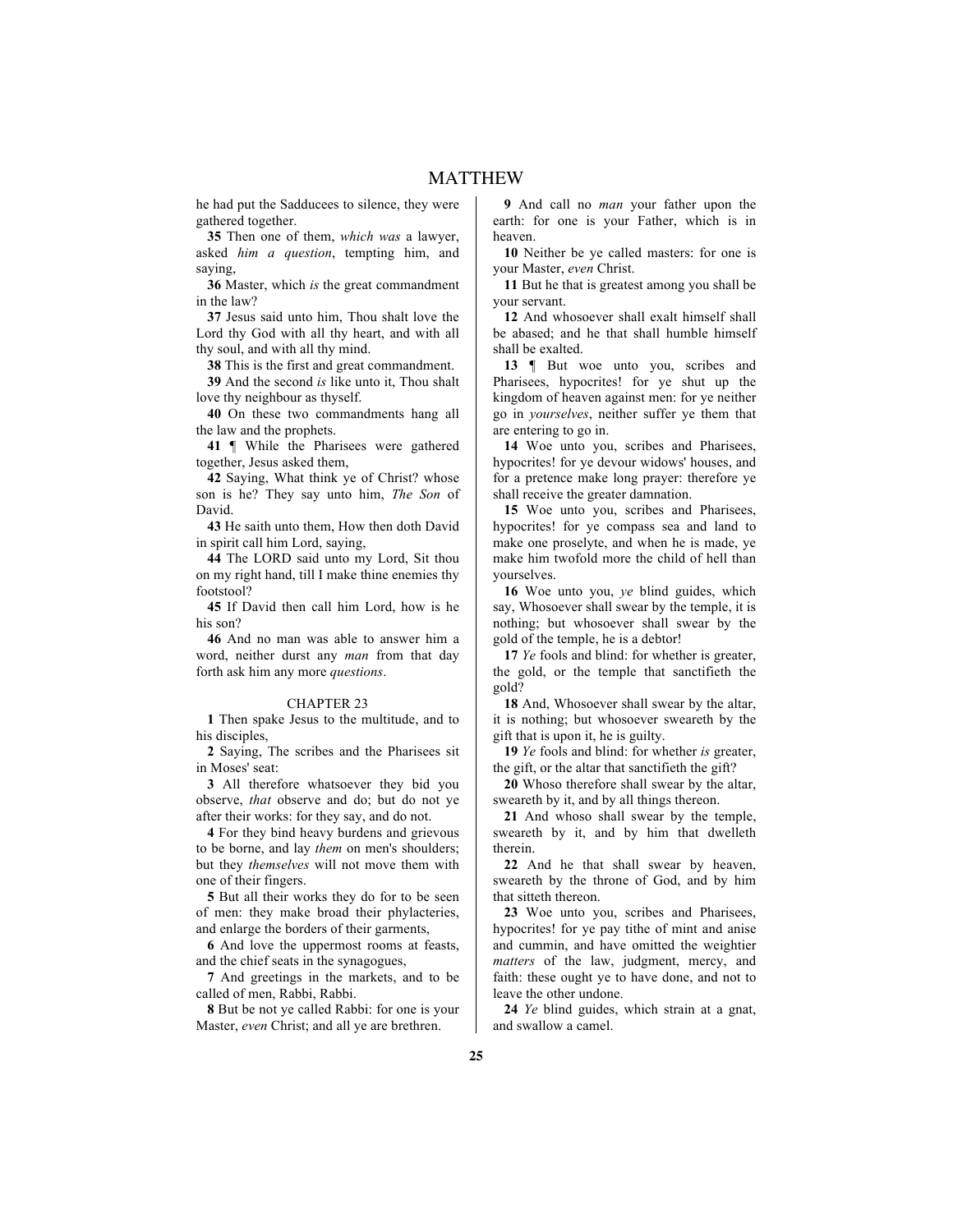he had put the Sadducees to silence, they were gathered together.

**35** Then one of them, *which was* a lawyer, asked *him a question*, tempting him, and saying,

**36** Master, which *is* the great commandment in the law?

**37** Jesus said unto him, Thou shalt love the Lord thy God with all thy heart, and with all thy soul, and with all thy mind.

**38** This is the first and great commandment.

**39** And the second *is* like unto it, Thou shalt love thy neighbour as thyself.

**40** On these two commandments hang all the law and the prophets.

**41** ¶ While the Pharisees were gathered together, Jesus asked them,

**42** Saying, What think ye of Christ? whose son is he? They say unto him, *The Son* of David.

**43** He saith unto them, How then doth David in spirit call him Lord, saying,

**44** The LORD said unto my Lord, Sit thou on my right hand, till I make thine enemies thy footstool?

**45** If David then call him Lord, how is he his son?

**46** And no man was able to answer him a word, neither durst any *man* from that day forth ask him any more *questions*.

## CHAPTER 23

**1** Then spake Jesus to the multitude, and to his disciples,

**2** Saying, The scribes and the Pharisees sit in Moses' seat:

**3** All therefore whatsoever they bid you observe, *that* observe and do; but do not ye after their works: for they say, and do not.

**4** For they bind heavy burdens and grievous to be borne, and lay *them* on men's shoulders; but they *themselves* will not move them with one of their fingers.

**5** But all their works they do for to be seen of men: they make broad their phylacteries, and enlarge the borders of their garments,

**6** And love the uppermost rooms at feasts, and the chief seats in the synagogues,

**7** And greetings in the markets, and to be called of men, Rabbi, Rabbi.

**8** But be not ye called Rabbi: for one is your Master, *even* Christ; and all ye are brethren.

**9** And call no *man* your father upon the earth: for one is your Father, which is in heaven.

**10** Neither be ye called masters: for one is your Master, *even* Christ.

**11** But he that is greatest among you shall be your servant.

**12** And whosoever shall exalt himself shall be abased; and he that shall humble himself shall be exalted.

**13** ¶ But woe unto you, scribes and Pharisees, hypocrites! for ye shut up the kingdom of heaven against men: for ye neither go in *yourselves*, neither suffer ye them that are entering to go in.

**14** Woe unto you, scribes and Pharisees, hypocrites! for ye devour widows' houses, and for a pretence make long prayer: therefore ye shall receive the greater damnation.

**15** Woe unto you, scribes and Pharisees, hypocrites! for ye compass sea and land to make one proselyte, and when he is made, ye make him twofold more the child of hell than yourselves.

**16** Woe unto you, *ye* blind guides, which say, Whosoever shall swear by the temple, it is nothing; but whosoever shall swear by the gold of the temple, he is a debtor!

**17** *Ye* fools and blind: for whether is greater, the gold, or the temple that sanctifieth the gold?

**18** And, Whosoever shall swear by the altar, it is nothing; but whosoever sweareth by the gift that is upon it, he is guilty.

**19** *Ye* fools and blind: for whether *is* greater, the gift, or the altar that sanctifieth the gift?

**20** Whoso therefore shall swear by the altar, sweareth by it, and by all things thereon.

**21** And whoso shall swear by the temple, sweareth by it, and by him that dwelleth therein.

**22** And he that shall swear by heaven, sweareth by the throne of God, and by him that sitteth thereon.

**23** Woe unto you, scribes and Pharisees, hypocrites! for ye pay tithe of mint and anise and cummin, and have omitted the weightier *matters* of the law, judgment, mercy, and faith: these ought ye to have done, and not to leave the other undone.

**24** *Ye* blind guides, which strain at a gnat, and swallow a camel.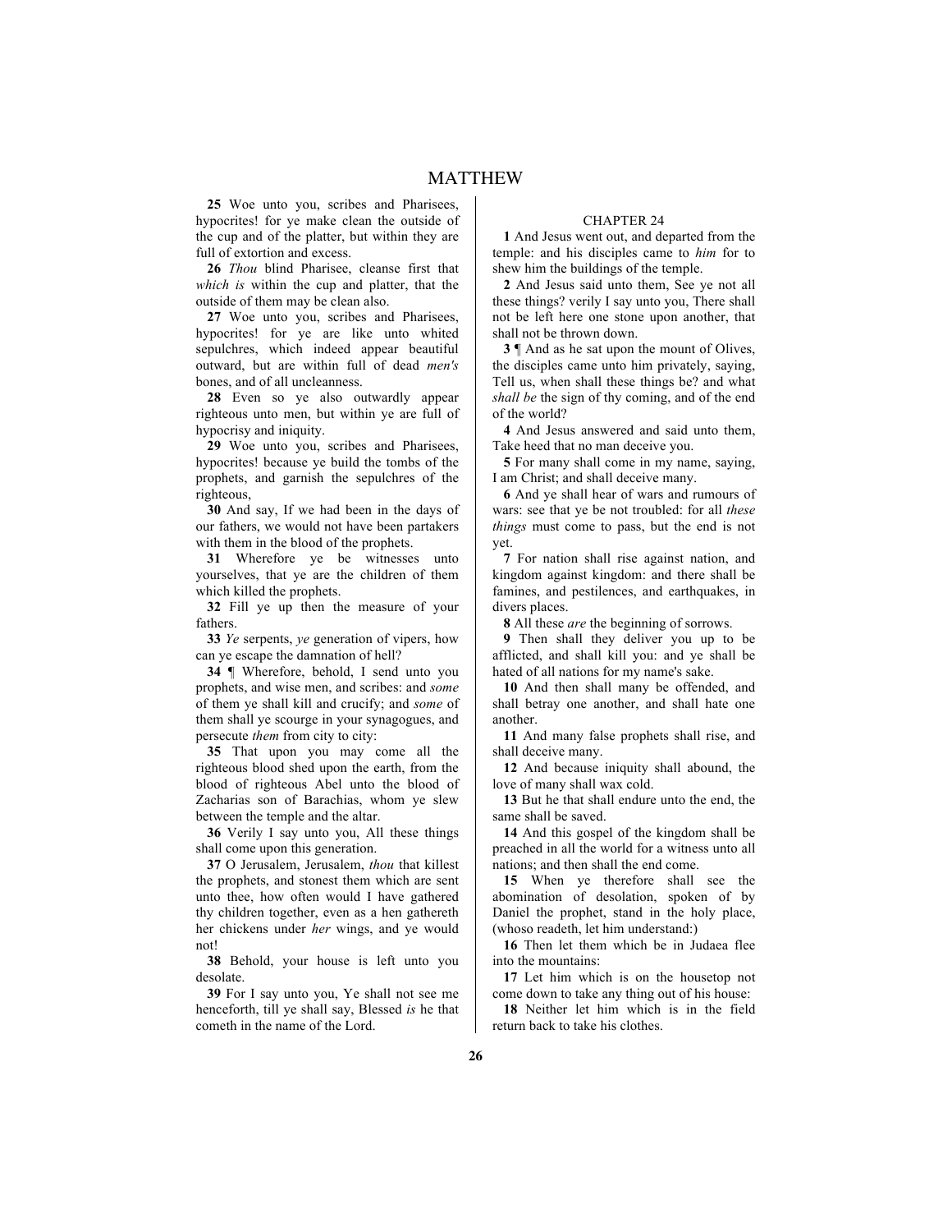# MATTHEW

**25** Woe unto you, scribes and Pharisees, hypocrites! for ye make clean the outside of the cup and of the platter, but within they are full of extortion and excess.

**26** *Thou* blind Pharisee, cleanse first that *which is* within the cup and platter, that the outside of them may be clean also.

**27** Woe unto you, scribes and Pharisees, hypocrites! for ye are like unto whited sepulchres, which indeed appear beautiful outward, but are within full of dead *men's* bones, and of all uncleanness.

**28** Even so ye also outwardly appear righteous unto men, but within ye are full of hypocrisy and iniquity.

**29** Woe unto you, scribes and Pharisees, hypocrites! because ye build the tombs of the prophets, and garnish the sepulchres of the righteous,

**30** And say, If we had been in the days of our fathers, we would not have been partakers with them in the blood of the prophets.

**31** Wherefore ye be witnesses unto yourselves, that ye are the children of them which killed the prophets.

**32** Fill ye up then the measure of your fathers.

**33** *Ye* serpents, *ye* generation of vipers, how can ye escape the damnation of hell?

**34** ¶ Wherefore, behold, I send unto you prophets, and wise men, and scribes: and *some* of them ye shall kill and crucify; and *some* of them shall ye scourge in your synagogues, and persecute *them* from city to city:

**35** That upon you may come all the righteous blood shed upon the earth, from the blood of righteous Abel unto the blood of Zacharias son of Barachias, whom ye slew between the temple and the altar.

**36** Verily I say unto you, All these things shall come upon this generation.

**37** O Jerusalem, Jerusalem, *thou* that killest the prophets, and stonest them which are sent unto thee, how often would I have gathered thy children together, even as a hen gathereth her chickens under *her* wings, and ye would not!

**38** Behold, your house is left unto you desolate.

**39** For I say unto you, Ye shall not see me henceforth, till ye shall say, Blessed *is* he that cometh in the name of the Lord.

## CHAPTER 24

**1** And Jesus went out, and departed from the temple: and his disciples came to *him* for to shew him the buildings of the temple.

**2** And Jesus said unto them, See ye not all these things? verily I say unto you, There shall not be left here one stone upon another, that shall not be thrown down.

**3** ¶ And as he sat upon the mount of Olives, the disciples came unto him privately, saying, Tell us, when shall these things be? and what *shall be* the sign of thy coming, and of the end of the world?

**4** And Jesus answered and said unto them, Take heed that no man deceive you.

**5** For many shall come in my name, saying, I am Christ; and shall deceive many.

**6** And ye shall hear of wars and rumours of wars: see that ye be not troubled: for all *these things* must come to pass, but the end is not yet.

**7** For nation shall rise against nation, and kingdom against kingdom: and there shall be famines, and pestilences, and earthquakes, in divers places.

**8** All these *are* the beginning of sorrows.

**9** Then shall they deliver you up to be afflicted, and shall kill you: and ye shall be hated of all nations for my name's sake.

**10** And then shall many be offended, and shall betray one another, and shall hate one another.

**11** And many false prophets shall rise, and shall deceive many.

**12** And because iniquity shall abound, the love of many shall wax cold.

**13** But he that shall endure unto the end, the same shall be saved.

**14** And this gospel of the kingdom shall be preached in all the world for a witness unto all nations; and then shall the end come.

**15** When ye therefore shall see the abomination of desolation, spoken of by Daniel the prophet, stand in the holy place, (whoso readeth, let him understand:)

**16** Then let them which be in Judaea flee into the mountains:

**17** Let him which is on the housetop not come down to take any thing out of his house:

**18** Neither let him which is in the field return back to take his clothes.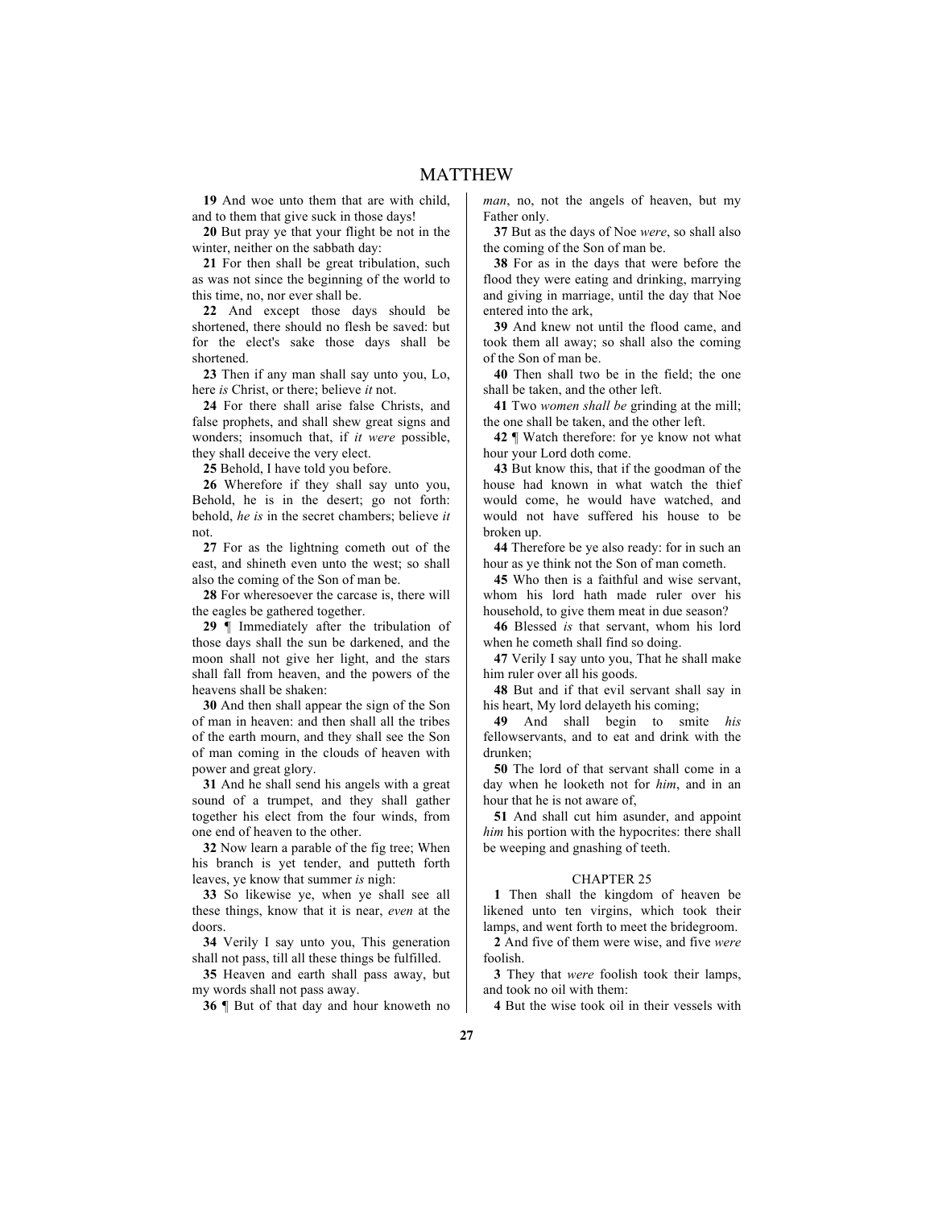**19** And woe unto them that are with child, and to them that give suck in those days!

**20** But pray ye that your flight be not in the winter, neither on the sabbath day:

**21** For then shall be great tribulation, such as was not since the beginning of the world to this time, no, nor ever shall be.

**22** And except those days should be shortened, there should no flesh be saved: but for the elect's sake those days shall be shortened.

**23** Then if any man shall say unto you, Lo, here *is* Christ, or there; believe *it* not.

**24** For there shall arise false Christs, and false prophets, and shall shew great signs and wonders; insomuch that, if *it were* possible, they shall deceive the very elect.

**25** Behold, I have told you before.

**26** Wherefore if they shall say unto you, Behold, he is in the desert; go not forth: behold, *he is* in the secret chambers; believe *it* not.

**27** For as the lightning cometh out of the east, and shineth even unto the west; so shall also the coming of the Son of man be.

**28** For wheresoever the carcase is, there will the eagles be gathered together.

**29** ¶ Immediately after the tribulation of those days shall the sun be darkened, and the moon shall not give her light, and the stars shall fall from heaven, and the powers of the heavens shall be shaken:

**30** And then shall appear the sign of the Son of man in heaven: and then shall all the tribes of the earth mourn, and they shall see the Son of man coming in the clouds of heaven with power and great glory.

**31** And he shall send his angels with a great sound of a trumpet, and they shall gather together his elect from the four winds, from one end of heaven to the other.

**32** Now learn a parable of the fig tree; When his branch is yet tender, and putteth forth leaves, ye know that summer *is* nigh:

**33** So likewise ye, when ye shall see all these things, know that it is near, *even* at the doors.

**34** Verily I say unto you, This generation shall not pass, till all these things be fulfilled.

**35** Heaven and earth shall pass away, but my words shall not pass away.

**36** ¶ But of that day and hour knoweth no *man*, no, not the angels of heaven, but my Father only.

**37** But as the days of Noe *were*, so shall also the coming of the Son of man be.

**38** For as in the days that were before the flood they were eating and drinking, marrying and giving in marriage, until the day that Noe entered into the ark,

**39** And knew not until the flood came, and took them all away; so shall also the coming of the Son of man be.

**40** Then shall two be in the field; the one shall be taken, and the other left.

**41** Two *women shall be* grinding at the mill; the one shall be taken, and the other left.

**42** ¶ Watch therefore: for ye know not what hour your Lord doth come.

**43** But know this, that if the goodman of the house had known in what watch the thief would come, he would have watched, and would not have suffered his house to be broken up.

**44** Therefore be ye also ready: for in such an hour as ye think not the Son of man cometh.

**45** Who then is a faithful and wise servant, whom his lord hath made ruler over his household, to give them meat in due season?

**46** Blessed *is* that servant, whom his lord when he cometh shall find so doing.

**47** Verily I say unto you, That he shall make him ruler over all his goods.

**48** But and if that evil servant shall say in his heart, My lord delayeth his coming;

**49** And shall begin to smite *his* fellowservants, and to eat and drink with the drunken;

**50** The lord of that servant shall come in a day when he looketh not for *him*, and in an hour that he is not aware of,

**51** And shall cut him asunder, and appoint *him* his portion with the hypocrites: there shall be weeping and gnashing of teeth.

## CHAPTER 25

**1** Then shall the kingdom of heaven be likened unto ten virgins, which took their lamps, and went forth to meet the bridegroom.

**2** And five of them were wise, and five *were* foolish.

**3** They that *were* foolish took their lamps, and took no oil with them:

**4** But the wise took oil in their vessels with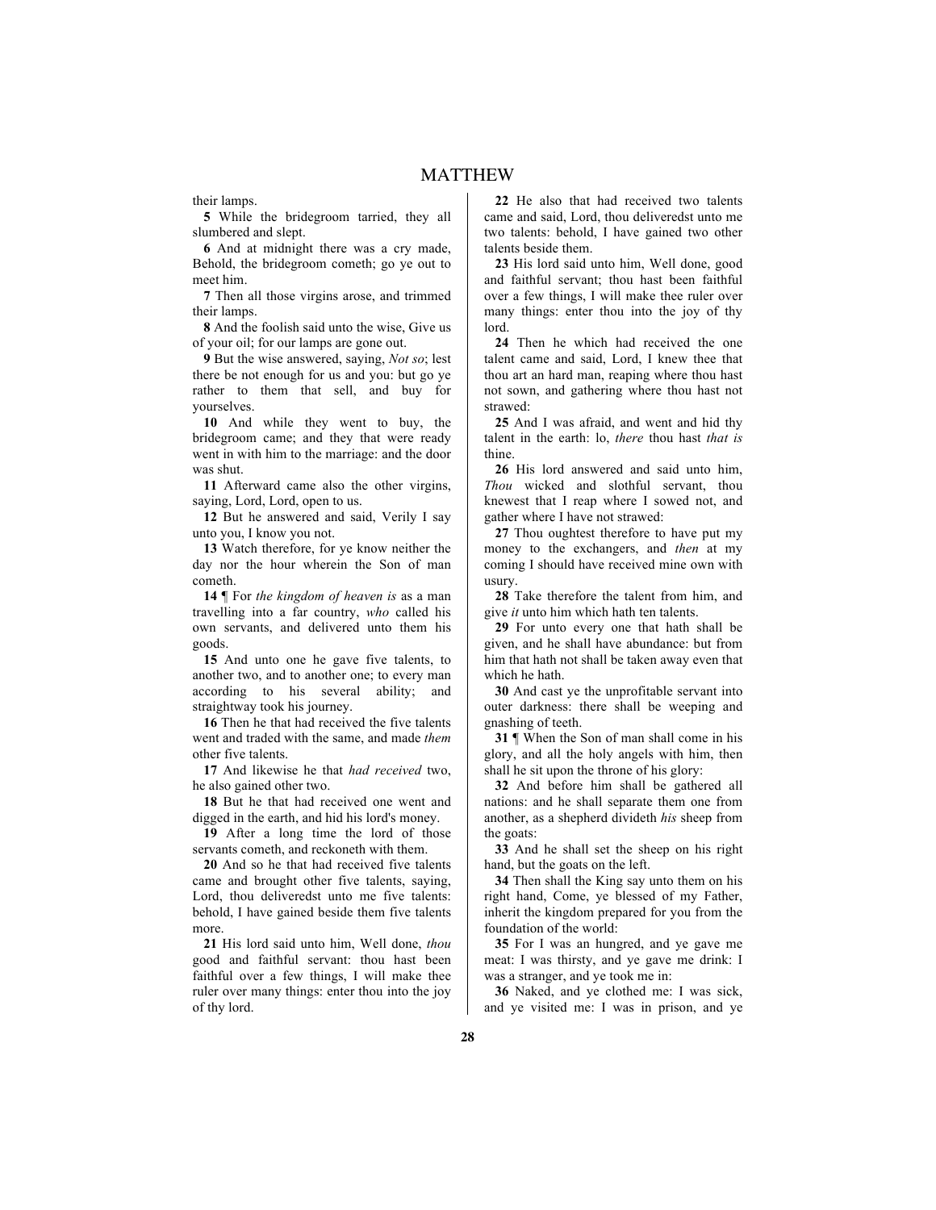their lamps.

**5** While the bridegroom tarried, they all slumbered and slept.

**6** And at midnight there was a cry made, Behold, the bridegroom cometh; go ye out to meet him.

**7** Then all those virgins arose, and trimmed their lamps.

**8** And the foolish said unto the wise, Give us of your oil; for our lamps are gone out.

**9** But the wise answered, saying, *Not so*; lest there be not enough for us and you: but go ye rather to them that sell, and buy for yourselves.

**10** And while they went to buy, the bridegroom came; and they that were ready went in with him to the marriage: and the door was shut.

**11** Afterward came also the other virgins, saying, Lord, Lord, open to us.

**12** But he answered and said, Verily I say unto you, I know you not.

**13** Watch therefore, for ye know neither the day nor the hour wherein the Son of man cometh.

**14** ¶ For *the kingdom of heaven is* as a man travelling into a far country, *who* called his own servants, and delivered unto them his goods.

**15** And unto one he gave five talents, to another two, and to another one; to every man according to his several ability; and straightway took his journey.

**16** Then he that had received the five talents went and traded with the same, and made *them* other five talents.

**17** And likewise he that *had received* two, he also gained other two.

**18** But he that had received one went and digged in the earth, and hid his lord's money.

**19** After a long time the lord of those servants cometh, and reckoneth with them.

**20** And so he that had received five talents came and brought other five talents, saying, Lord, thou deliveredst unto me five talents: behold, I have gained beside them five talents more.

**21** His lord said unto him, Well done, *thou* good and faithful servant: thou hast been faithful over a few things, I will make thee ruler over many things: enter thou into the joy of thy lord.

**22** He also that had received two talents came and said, Lord, thou deliveredst unto me two talents: behold, I have gained two other talents beside them.

**23** His lord said unto him, Well done, good and faithful servant; thou hast been faithful over a few things, I will make thee ruler over many things: enter thou into the joy of thy lord.

**24** Then he which had received the one talent came and said, Lord, I knew thee that thou art an hard man, reaping where thou hast not sown, and gathering where thou hast not strawed:

**25** And I was afraid, and went and hid thy talent in the earth: lo, *there* thou hast *that is* thine.

**26** His lord answered and said unto him, *Thou* wicked and slothful servant, thou knewest that I reap where I sowed not, and gather where I have not strawed:

**27** Thou oughtest therefore to have put my money to the exchangers, and *then* at my coming I should have received mine own with usury.

**28** Take therefore the talent from him, and give *it* unto him which hath ten talents.

**29** For unto every one that hath shall be given, and he shall have abundance: but from him that hath not shall be taken away even that which he hath.

**30** And cast ye the unprofitable servant into outer darkness: there shall be weeping and gnashing of teeth.

**31** ¶ When the Son of man shall come in his glory, and all the holy angels with him, then shall he sit upon the throne of his glory:

**32** And before him shall be gathered all nations: and he shall separate them one from another, as a shepherd divideth *his* sheep from the goats:

**33** And he shall set the sheep on his right hand, but the goats on the left.

**34** Then shall the King say unto them on his right hand, Come, ye blessed of my Father, inherit the kingdom prepared for you from the foundation of the world:

**35** For I was an hungred, and ye gave me meat: I was thirsty, and ye gave me drink: I was a stranger, and ye took me in:

**36** Naked, and ye clothed me: I was sick, and ye visited me: I was in prison, and ye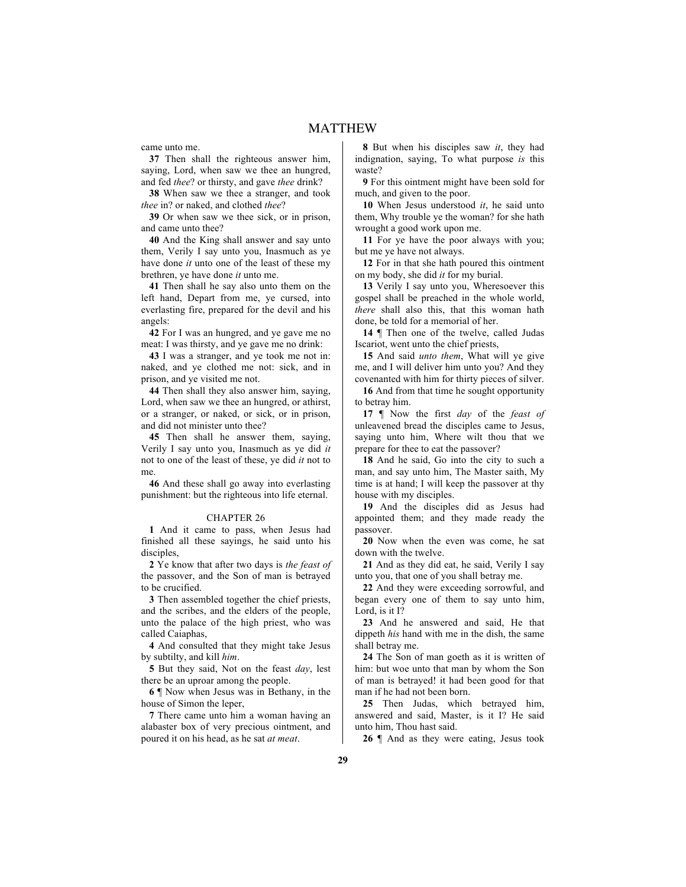came unto me.

**37** Then shall the righteous answer him, saying, Lord, when saw we thee an hungred, and fed *thee*? or thirsty, and gave *thee* drink?

**38** When saw we thee a stranger, and took *thee* in? or naked, and clothed *thee*?

**39** Or when saw we thee sick, or in prison, and came unto thee?

**40** And the King shall answer and say unto them, Verily I say unto you, Inasmuch as ye have done *it* unto one of the least of these my brethren, ye have done *it* unto me.

**41** Then shall he say also unto them on the left hand, Depart from me, ye cursed, into everlasting fire, prepared for the devil and his angels:

**42** For I was an hungred, and ye gave me no meat: I was thirsty, and ye gave me no drink:

**43** I was a stranger, and ye took me not in: naked, and ye clothed me not: sick, and in prison, and ye visited me not.

**44** Then shall they also answer him, saying, Lord, when saw we thee an hungred, or athirst, or a stranger, or naked, or sick, or in prison, and did not minister unto thee?

**45** Then shall he answer them, saying, Verily I say unto you, Inasmuch as ye did *it* not to one of the least of these, ye did *it* not to me.

**46** And these shall go away into everlasting punishment: but the righteous into life eternal.

## CHAPTER 26

**1** And it came to pass, when Jesus had finished all these sayings, he said unto his disciples,

**2** Ye know that after two days is *the feast of* the passover, and the Son of man is betrayed to be crucified.

**3** Then assembled together the chief priests, and the scribes, and the elders of the people, unto the palace of the high priest, who was called Caiaphas,

**4** And consulted that they might take Jesus by subtilty, and kill *him*.

**5** But they said, Not on the feast *day*, lest there be an uproar among the people.

**6** ¶ Now when Jesus was in Bethany, in the house of Simon the leper,

**7** There came unto him a woman having an alabaster box of very precious ointment, and poured it on his head, as he sat *at meat*.

**8** But when his disciples saw *it*, they had indignation, saying, To what purpose *is* this waste?

**9** For this ointment might have been sold for much, and given to the poor.

**10** When Jesus understood *it*, he said unto them, Why trouble ye the woman? for she hath wrought a good work upon me.

**11** For ye have the poor always with you; but me ye have not always.

**12** For in that she hath poured this ointment on my body, she did *it* for my burial.

**13** Verily I say unto you, Wheresoever this gospel shall be preached in the whole world, *there* shall also this, that this woman hath done, be told for a memorial of her.

**14** ¶ Then one of the twelve, called Judas Iscariot, went unto the chief priests,

**15** And said *unto them*, What will ye give me, and I will deliver him unto you? And they covenanted with him for thirty pieces of silver.

**16** And from that time he sought opportunity to betray him.

**17** ¶ Now the first *day* of the *feast of* unleavened bread the disciples came to Jesus, saying unto him, Where wilt thou that we prepare for thee to eat the passover?

**18** And he said, Go into the city to such a man, and say unto him, The Master saith, My time is at hand; I will keep the passover at thy house with my disciples.

**19** And the disciples did as Jesus had appointed them; and they made ready the passover.

**20** Now when the even was come, he sat down with the twelve.

**21** And as they did eat, he said, Verily I say unto you, that one of you shall betray me.

**22** And they were exceeding sorrowful, and began every one of them to say unto him, Lord, is it I?

**23** And he answered and said, He that dippeth *his* hand with me in the dish, the same shall betray me.

**24** The Son of man goeth as it is written of him: but woe unto that man by whom the Son of man is betrayed! it had been good for that man if he had not been born.

**25** Then Judas, which betrayed him, answered and said, Master, is it I? He said unto him, Thou hast said.

**26** ¶ And as they were eating, Jesus took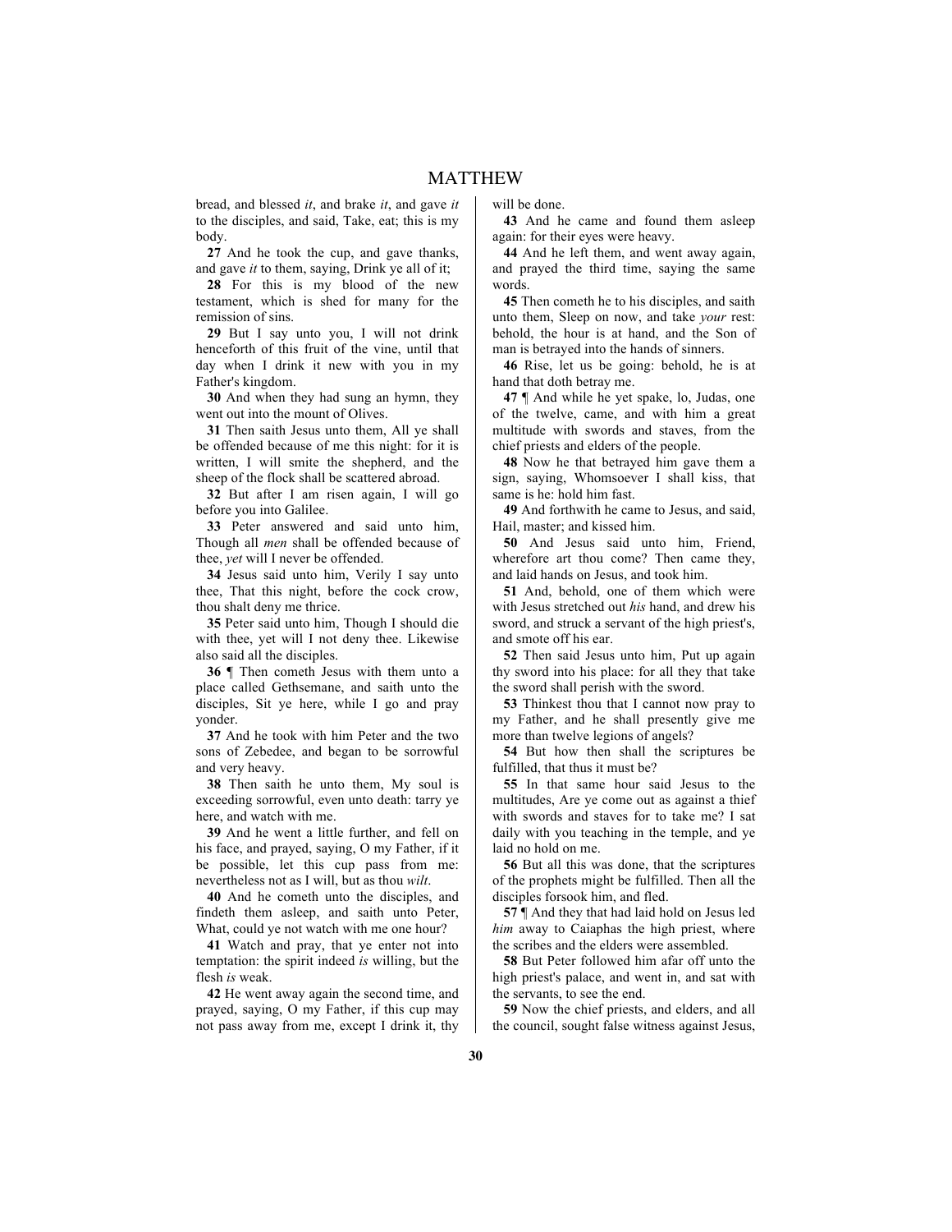bread, and blessed *it*, and brake *it*, and gave *it* to the disciples, and said, Take, eat; this is my body.

**27** And he took the cup, and gave thanks, and gave *it* to them, saying, Drink ye all of it;

**28** For this is my blood of the new testament, which is shed for many for the remission of sins.

**29** But I say unto you, I will not drink henceforth of this fruit of the vine, until that day when I drink it new with you in my Father's kingdom.

**30** And when they had sung an hymn, they went out into the mount of Olives.

**31** Then saith Jesus unto them, All ye shall be offended because of me this night: for it is written, I will smite the shepherd, and the sheep of the flock shall be scattered abroad.

**32** But after I am risen again, I will go before you into Galilee.

**33** Peter answered and said unto him, Though all *men* shall be offended because of thee, *yet* will I never be offended.

**34** Jesus said unto him, Verily I say unto thee, That this night, before the cock crow, thou shalt deny me thrice.

**35** Peter said unto him, Though I should die with thee, yet will I not deny thee. Likewise also said all the disciples.

**36** ¶ Then cometh Jesus with them unto a place called Gethsemane, and saith unto the disciples, Sit ye here, while I go and pray yonder.

**37** And he took with him Peter and the two sons of Zebedee, and began to be sorrowful and very heavy.

**38** Then saith he unto them, My soul is exceeding sorrowful, even unto death: tarry ye here, and watch with me.

**39** And he went a little further, and fell on his face, and prayed, saying, O my Father, if it be possible, let this cup pass from me: nevertheless not as I will, but as thou *wilt*.

**40** And he cometh unto the disciples, and findeth them asleep, and saith unto Peter, What, could ye not watch with me one hour?

**41** Watch and pray, that ye enter not into temptation: the spirit indeed *is* willing, but the flesh *is* weak.

**42** He went away again the second time, and prayed, saying, O my Father, if this cup may not pass away from me, except I drink it, thy will be done.

**43** And he came and found them asleep again: for their eyes were heavy.

**44** And he left them, and went away again, and prayed the third time, saying the same words.

**45** Then cometh he to his disciples, and saith unto them, Sleep on now, and take *your* rest: behold, the hour is at hand, and the Son of man is betrayed into the hands of sinners.

**46** Rise, let us be going: behold, he is at hand that doth betray me.

**47** ¶ And while he yet spake, lo, Judas, one of the twelve, came, and with him a great multitude with swords and staves, from the chief priests and elders of the people.

**48** Now he that betrayed him gave them a sign, saying, Whomsoever I shall kiss, that same is he: hold him fast.

**49** And forthwith he came to Jesus, and said, Hail, master; and kissed him.

**50** And Jesus said unto him, Friend, wherefore art thou come? Then came they, and laid hands on Jesus, and took him.

**51** And, behold, one of them which were with Jesus stretched out *his* hand, and drew his sword, and struck a servant of the high priest's, and smote off his ear.

**52** Then said Jesus unto him, Put up again thy sword into his place: for all they that take the sword shall perish with the sword.

**53** Thinkest thou that I cannot now pray to my Father, and he shall presently give me more than twelve legions of angels?

**54** But how then shall the scriptures be fulfilled, that thus it must be?

**55** In that same hour said Jesus to the multitudes, Are ye come out as against a thief with swords and staves for to take me? I sat daily with you teaching in the temple, and ye laid no hold on me.

**56** But all this was done, that the scriptures of the prophets might be fulfilled. Then all the disciples forsook him, and fled.

**57** ¶ And they that had laid hold on Jesus led *him* away to Caiaphas the high priest, where the scribes and the elders were assembled.

**58** But Peter followed him afar off unto the high priest's palace, and went in, and sat with the servants, to see the end.

**59** Now the chief priests, and elders, and all the council, sought false witness against Jesus,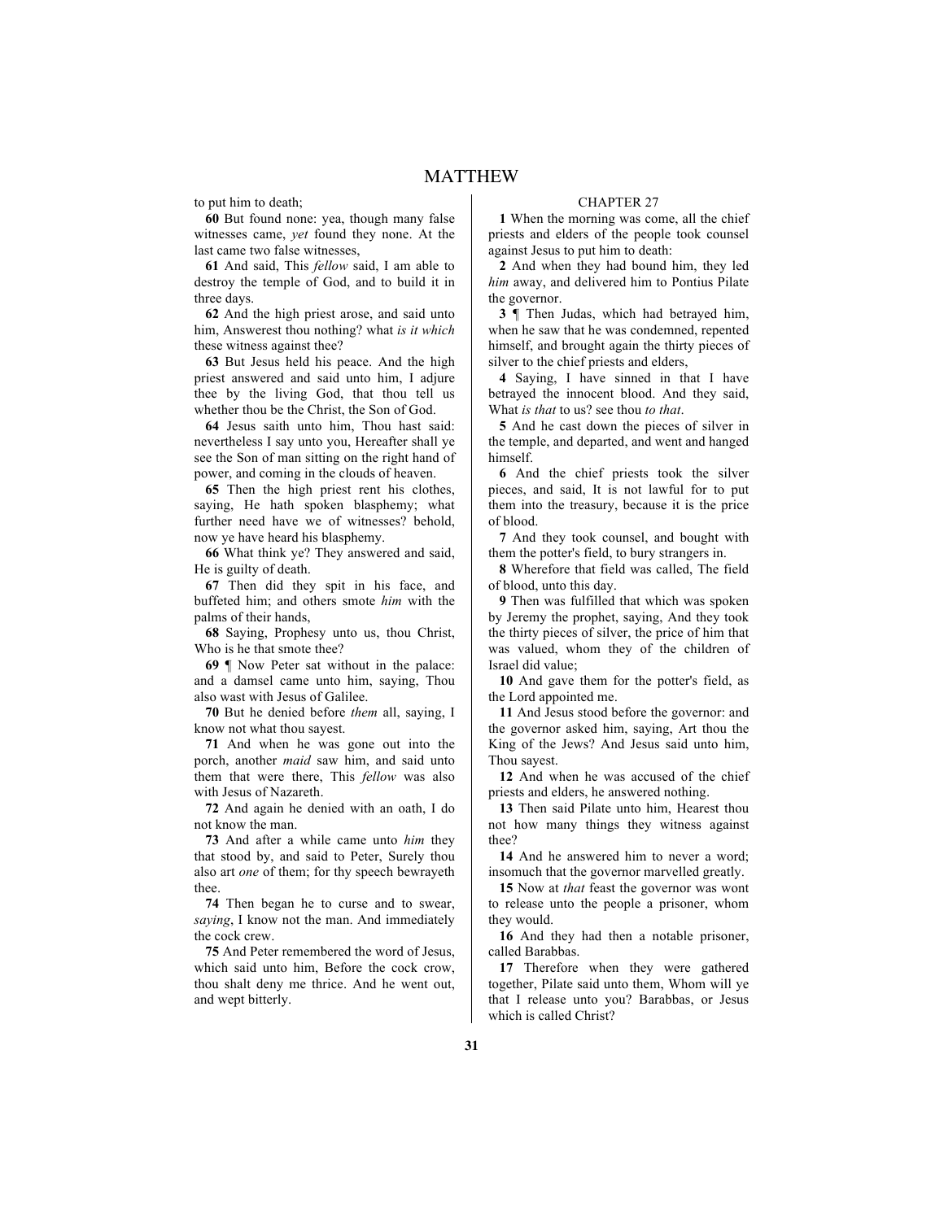to put him to death;

**60** But found none: yea, though many false witnesses came, *yet* found they none. At the last came two false witnesses,

**61** And said, This *fellow* said, I am able to destroy the temple of God, and to build it in three days.

**62** And the high priest arose, and said unto him, Answerest thou nothing? what *is it which* these witness against thee?

**63** But Jesus held his peace. And the high priest answered and said unto him, I adjure thee by the living God, that thou tell us whether thou be the Christ, the Son of God.

**64** Jesus saith unto him, Thou hast said: nevertheless I say unto you, Hereafter shall ye see the Son of man sitting on the right hand of power, and coming in the clouds of heaven.

**65** Then the high priest rent his clothes, saying, He hath spoken blasphemy; what further need have we of witnesses? behold, now ye have heard his blasphemy.

**66** What think ye? They answered and said, He is guilty of death.

**67** Then did they spit in his face, and buffeted him; and others smote *him* with the palms of their hands,

**68** Saying, Prophesy unto us, thou Christ, Who is he that smote thee?

**69** ¶ Now Peter sat without in the palace: and a damsel came unto him, saying, Thou also wast with Jesus of Galilee.

**70** But he denied before *them* all, saying, I know not what thou sayest.

**71** And when he was gone out into the porch, another *maid* saw him, and said unto them that were there, This *fellow* was also with Jesus of Nazareth.

**72** And again he denied with an oath, I do not know the man.

**73** And after a while came unto *him* they that stood by, and said to Peter, Surely thou also art *one* of them; for thy speech bewrayeth thee.

**74** Then began he to curse and to swear, *saying*, I know not the man. And immediately the cock crew.

**75** And Peter remembered the word of Jesus, which said unto him, Before the cock crow, thou shalt deny me thrice. And he went out, and wept bitterly.

## CHAPTER 27

**1** When the morning was come, all the chief priests and elders of the people took counsel against Jesus to put him to death:

**2** And when they had bound him, they led *him* away, and delivered him to Pontius Pilate the governor.

**3** ¶ Then Judas, which had betrayed him, when he saw that he was condemned, repented himself, and brought again the thirty pieces of silver to the chief priests and elders,

**4** Saying, I have sinned in that I have betrayed the innocent blood. And they said, What *is that* to us? see thou *to that*.

**5** And he cast down the pieces of silver in the temple, and departed, and went and hanged himself.

**6** And the chief priests took the silver pieces, and said, It is not lawful for to put them into the treasury, because it is the price of blood.

**7** And they took counsel, and bought with them the potter's field, to bury strangers in.

**8** Wherefore that field was called, The field of blood, unto this day.

**9** Then was fulfilled that which was spoken by Jeremy the prophet, saying, And they took the thirty pieces of silver, the price of him that was valued, whom they of the children of Israel did value;

**10** And gave them for the potter's field, as the Lord appointed me.

**11** And Jesus stood before the governor: and the governor asked him, saying, Art thou the King of the Jews? And Jesus said unto him, Thou sayest.

**12** And when he was accused of the chief priests and elders, he answered nothing.

**13** Then said Pilate unto him, Hearest thou not how many things they witness against thee?

**14** And he answered him to never a word; insomuch that the governor marvelled greatly.

**15** Now at *that* feast the governor was wont to release unto the people a prisoner, whom they would.

**16** And they had then a notable prisoner, called Barabbas.

**17** Therefore when they were gathered together, Pilate said unto them, Whom will ye that I release unto you? Barabbas, or Jesus which is called Christ?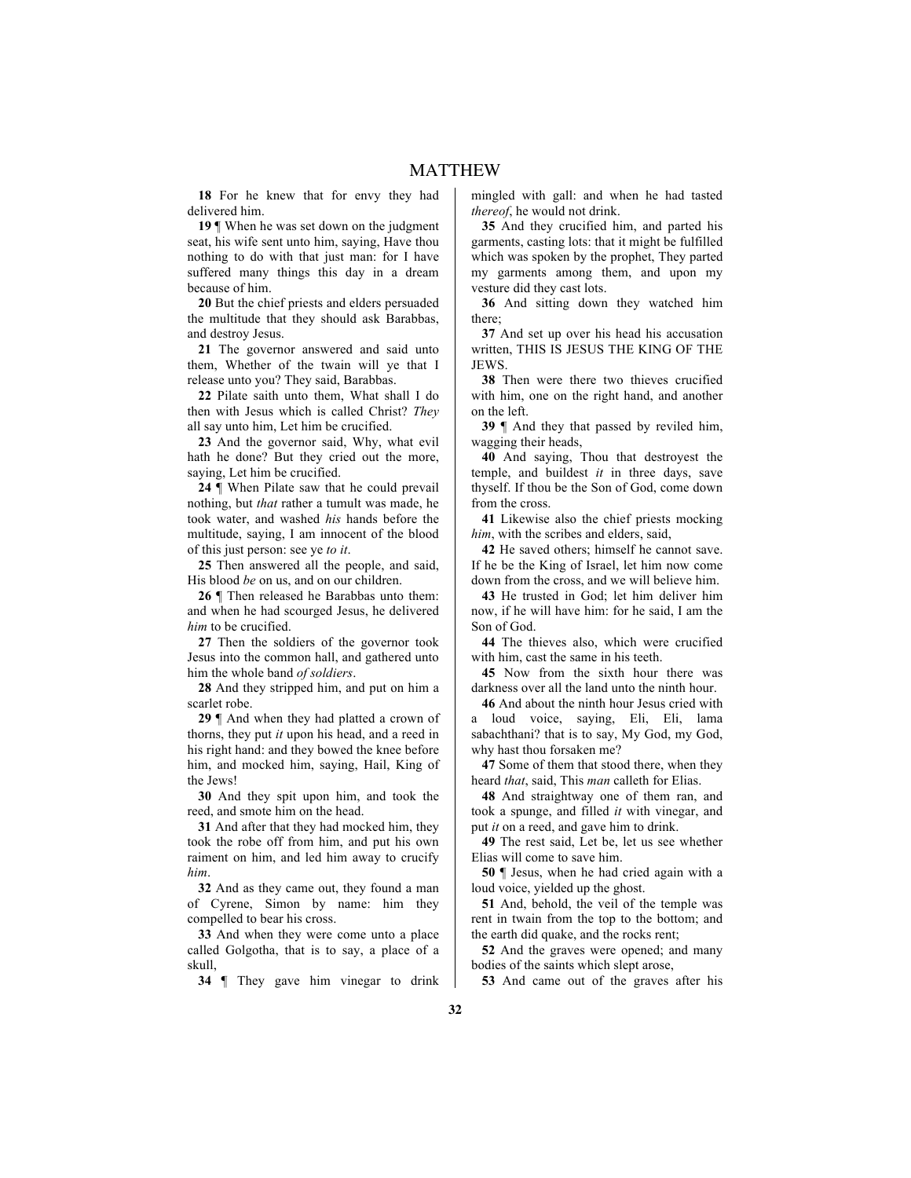**18** For he knew that for envy they had delivered him.

**19** ¶ When he was set down on the judgment seat, his wife sent unto him, saying, Have thou nothing to do with that just man: for I have suffered many things this day in a dream because of him.

**20** But the chief priests and elders persuaded the multitude that they should ask Barabbas, and destroy Jesus.

**21** The governor answered and said unto them, Whether of the twain will ye that I release unto you? They said, Barabbas.

**22** Pilate saith unto them, What shall I do then with Jesus which is called Christ? *They* all say unto him, Let him be crucified.

**23** And the governor said, Why, what evil hath he done? But they cried out the more, saying, Let him be crucified.

**24** ¶ When Pilate saw that he could prevail nothing, but *that* rather a tumult was made, he took water, and washed *his* hands before the multitude, saying, I am innocent of the blood of this just person: see ye *to it*.

**25** Then answered all the people, and said, His blood *be* on us, and on our children.

**26** ¶ Then released he Barabbas unto them: and when he had scourged Jesus, he delivered *him* to be crucified.

**27** Then the soldiers of the governor took Jesus into the common hall, and gathered unto him the whole band *of soldiers*.

**28** And they stripped him, and put on him a scarlet robe.

**29** ¶ And when they had platted a crown of thorns, they put *it* upon his head, and a reed in his right hand: and they bowed the knee before him, and mocked him, saying, Hail, King of the Jews!

**30** And they spit upon him, and took the reed, and smote him on the head.

**31** And after that they had mocked him, they took the robe off from him, and put his own raiment on him, and led him away to crucify *him*.

**32** And as they came out, they found a man of Cyrene, Simon by name: him they compelled to bear his cross.

**33** And when they were come unto a place called Golgotha, that is to say, a place of a skull,

**34** ¶ They gave him vinegar to drink mingled with gall: and when he had tasted *thereof*, he would not drink.

**35** And they crucified him, and parted his garments, casting lots: that it might be fulfilled which was spoken by the prophet, They parted my garments among them, and upon my vesture did they cast lots.

**36** And sitting down they watched him there;

**37** And set up over his head his accusation written, THIS IS JESUS THE KING OF THE JEWS.

**38** Then were there two thieves crucified with him, one on the right hand, and another on the left.

**39** ¶ And they that passed by reviled him, wagging their heads,

**40** And saying, Thou that destroyest the temple, and buildest *it* in three days, save thyself. If thou be the Son of God, come down from the cross.

**41** Likewise also the chief priests mocking *him*, with the scribes and elders, said,

**42** He saved others; himself he cannot save. If he be the King of Israel, let him now come down from the cross, and we will believe him.

**43** He trusted in God; let him deliver him now, if he will have him: for he said, I am the Son of God.

**44** The thieves also, which were crucified with him, cast the same in his teeth.

**45** Now from the sixth hour there was darkness over all the land unto the ninth hour.

**46** And about the ninth hour Jesus cried with a loud voice, saying, Eli, Eli, lama sabachthani? that is to say, My God, my God, why hast thou forsaken me?

**47** Some of them that stood there, when they heard *that*, said, This *man* calleth for Elias.

**48** And straightway one of them ran, and took a spunge, and filled *it* with vinegar, and put *it* on a reed, and gave him to drink.

**49** The rest said, Let be, let us see whether Elias will come to save him.

**50** ¶ Jesus, when he had cried again with a loud voice, yielded up the ghost.

**51** And, behold, the veil of the temple was rent in twain from the top to the bottom; and the earth did quake, and the rocks rent;

**52** And the graves were opened; and many bodies of the saints which slept arose,

**53** And came out of the graves after his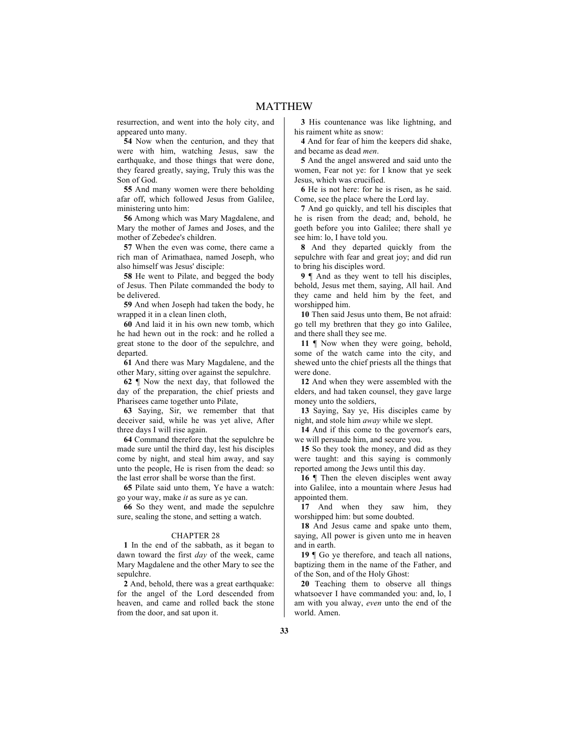resurrection, and went into the holy city, and appeared unto many.

**54** Now when the centurion, and they that were with him, watching Jesus, saw the earthquake, and those things that were done, they feared greatly, saying, Truly this was the Son of God.

**55** And many women were there beholding afar off, which followed Jesus from Galilee, ministering unto him:

**56** Among which was Mary Magdalene, and Mary the mother of James and Joses, and the mother of Zebedee's children.

**57** When the even was come, there came a rich man of Arimathaea, named Joseph, who also himself was Jesus' disciple:

**58** He went to Pilate, and begged the body of Jesus. Then Pilate commanded the body to be delivered.

**59** And when Joseph had taken the body, he wrapped it in a clean linen cloth,

**60** And laid it in his own new tomb, which he had hewn out in the rock: and he rolled a great stone to the door of the sepulchre, and departed.

**61** And there was Mary Magdalene, and the other Mary, sitting over against the sepulchre.

**62** ¶ Now the next day, that followed the day of the preparation, the chief priests and Pharisees came together unto Pilate,

**63** Saying, Sir, we remember that that deceiver said, while he was yet alive, After three days I will rise again.

**64** Command therefore that the sepulchre be made sure until the third day, lest his disciples come by night, and steal him away, and say unto the people, He is risen from the dead: so the last error shall be worse than the first.

**65** Pilate said unto them, Ye have a watch: go your way, make *it* as sure as ye can.

**66** So they went, and made the sepulchre sure, sealing the stone, and setting a watch.

## CHAPTER 28

**1** In the end of the sabbath, as it began to dawn toward the first *day* of the week, came Mary Magdalene and the other Mary to see the sepulchre.

**2** And, behold, there was a great earthquake: for the angel of the Lord descended from heaven, and came and rolled back the stone from the door, and sat upon it.

**3** His countenance was like lightning, and his raiment white as snow:

**4** And for fear of him the keepers did shake, and became as dead *men*.

**5** And the angel answered and said unto the women, Fear not ye: for I know that ye seek Jesus, which was crucified.

**6** He is not here: for he is risen, as he said. Come, see the place where the Lord lay.

**7** And go quickly, and tell his disciples that he is risen from the dead; and, behold, he goeth before you into Galilee; there shall ye see him: lo, I have told you.

**8** And they departed quickly from the sepulchre with fear and great joy; and did run to bring his disciples word.

**9** ¶ And as they went to tell his disciples, behold, Jesus met them, saying, All hail. And they came and held him by the feet, and worshipped him.

**10** Then said Jesus unto them, Be not afraid: go tell my brethren that they go into Galilee, and there shall they see me.

**11** ¶ Now when they were going, behold, some of the watch came into the city, and shewed unto the chief priests all the things that were done.

**12** And when they were assembled with the elders, and had taken counsel, they gave large money unto the soldiers,

**13** Saying, Say ye, His disciples came by night, and stole him *away* while we slept.

**14** And if this come to the governor's ears, we will persuade him, and secure you.

**15** So they took the money, and did as they were taught: and this saying is commonly reported among the Jews until this day.

**16** ¶ Then the eleven disciples went away into Galilee, into a mountain where Jesus had appointed them.

**17** And when they saw him, they worshipped him: but some doubted.

**18** And Jesus came and spake unto them, saying, All power is given unto me in heaven and in earth.

**19** ¶ Go ye therefore, and teach all nations, baptizing them in the name of the Father, and of the Son, and of the Holy Ghost:

**20** Teaching them to observe all things whatsoever I have commanded you: and, lo, I am with you alway, *even* unto the end of the world. Amen.